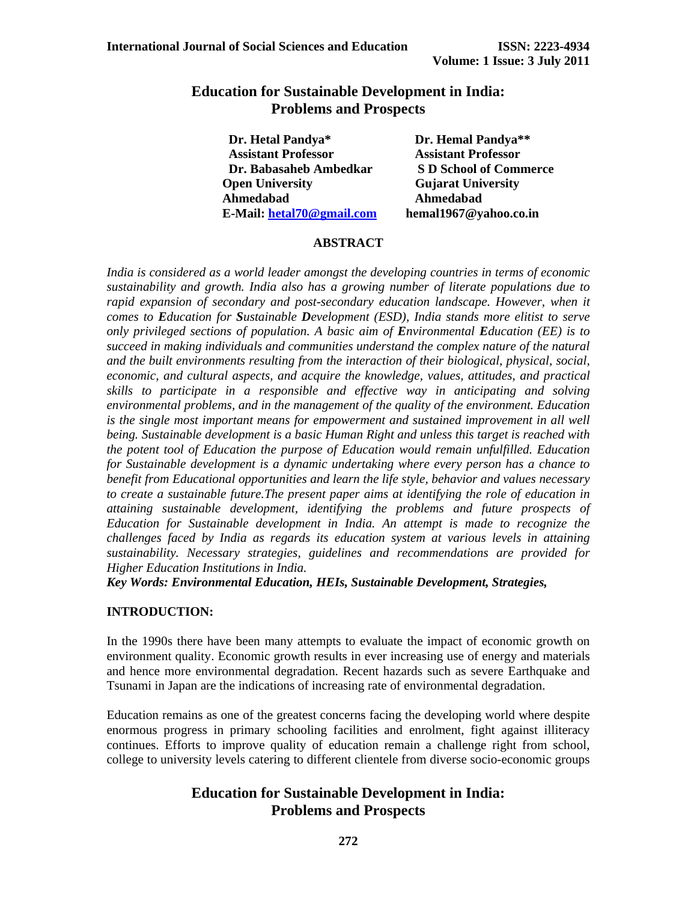# Education for Sustainable Development in India: Problems and Prospects

**Dr. Hetal Pandya***
**Assistant Professor**
**Dr. Babasaheb Ambedkar Open University**
**Ahmedabad**
**E-Mail: hetal70@gmail.com**

**Dr. Hemal Pandya****
**Assistant Professor**
**S D School of Commerce**
**Gujarat University**
**Ahmedabad**
**hemal1967@yahoo.co.in**

## ABSTRACT

*India is considered as a world leader amongst the developing countries in terms of economic sustainability and growth. India also has a growing number of literate populations due to rapid expansion of secondary and post-secondary education landscape. However, when it comes to **E**ducation for **S**ustainable **D**evelopment (ESD), India stands more elitist to serve only privileged sections of population. A basic aim of **E**nvironmental **E**ducation (EE) is to succeed in making individuals and communities understand the complex nature of the natural and the built environments resulting from the interaction of their biological, physical, social, economic, and cultural aspects, and acquire the knowledge, values, attitudes, and practical skills to participate in a responsible and effective way in anticipating and solving environmental problems, and in the management of the quality of the environment. Education is the single most important means for empowerment and sustained improvement in all well being. Sustainable development is a basic Human Right and unless this target is reached with the potent tool of Education the purpose of Education would remain unfulfilled. Education for Sustainable development is a dynamic undertaking where every person has a chance to benefit from Educational opportunities and learn the life style, behavior and values necessary to create a sustainable future.The present paper aims at identifying the role of education in attaining sustainable development, identifying the problems and future prospects of Education for Sustainable development in India. An attempt is made to recognize the challenges faced by India as regards its education system at various levels in attaining sustainability. Necessary strategies, guidelines and recommendations are provided for Higher Education Institutions in India.*

***Key Words: Environmental Education, HEIs, Sustainable Development, Strategies,***

## INTRODUCTION:

In the 1990s there have been many attempts to evaluate the impact of economic growth on environment quality. Economic growth results in ever increasing use of energy and materials and hence more environmental degradation. Recent hazards such as severe Earthquake and Tsunami in Japan are the indications of increasing rate of environmental degradation.

Education remains as one of the greatest concerns facing the developing world where despite enormous progress in primary schooling facilities and enrolment, fight against illiteracy continues. Efforts to improve quality of education remain a challenge right from school, college to university levels catering to different clientele from diverse socio-economic groups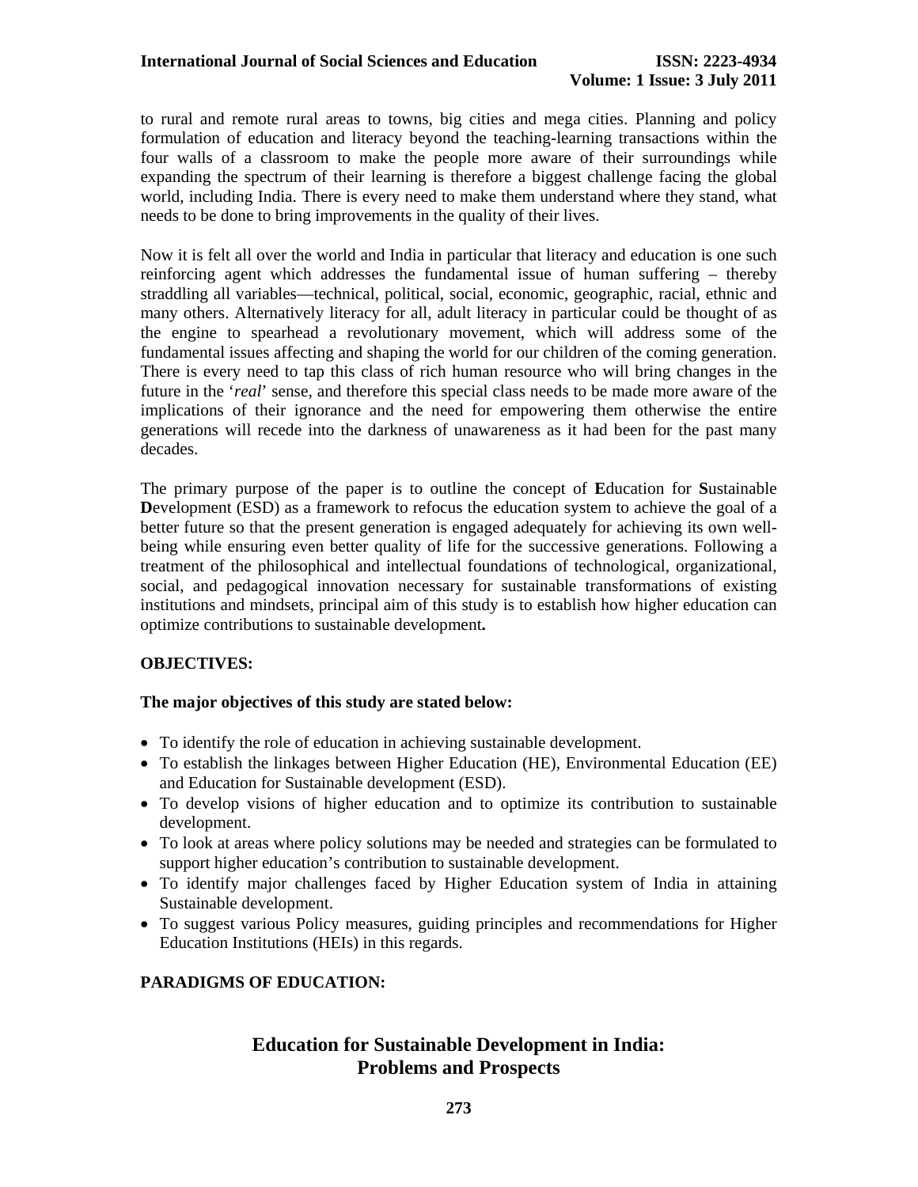to rural and remote rural areas to towns, big cities and mega cities. Planning and policy formulation of education and literacy beyond the teaching-learning transactions within the four walls of a classroom to make the people more aware of their surroundings while expanding the spectrum of their learning is therefore a biggest challenge facing the global world, including India. There is every need to make them understand where they stand, what needs to be done to bring improvements in the quality of their lives.

Now it is felt all over the world and India in particular that literacy and education is one such reinforcing agent which addresses the fundamental issue of human suffering – thereby straddling all variables—technical, political, social, economic, geographic, racial, ethnic and many others. Alternatively literacy for all, adult literacy in particular could be thought of as the engine to spearhead a revolutionary movement, which will address some of the fundamental issues affecting and shaping the world for our children of the coming generation. There is every need to tap this class of rich human resource who will bring changes in the future in the '*real*' sense, and therefore this special class needs to be made more aware of the implications of their ignorance and the need for empowering them otherwise the entire generations will recede into the darkness of unawareness as it had been for the past many decades.

The primary purpose of the paper is to outline the concept of **E**ducation for **S**ustainable **D**evelopment (ESD) as a framework to refocus the education system to achieve the goal of a better future so that the present generation is engaged adequately for achieving its own well-being while ensuring even better quality of life for the successive generations. Following a treatment of the philosophical and intellectual foundations of technological, organizational, social, and pedagogical innovation necessary for sustainable transformations of existing institutions and mindsets, principal aim of this study is to establish how higher education can optimize contributions to sustainable development**.**

## OBJECTIVES:

**The major objectives of this study are stated below:**

- To identify the role of education in achieving sustainable development.
- To establish the linkages between Higher Education (HE), Environmental Education (EE) and Education for Sustainable development (ESD).
- To develop visions of higher education and to optimize its contribution to sustainable development.
- To look at areas where policy solutions may be needed and strategies can be formulated to support higher education's contribution to sustainable development.
- To identify major challenges faced by Higher Education system of India in attaining Sustainable development.
- To suggest various Policy measures, guiding principles and recommendations for Higher Education Institutions (HEIs) in this regards.

## PARADIGMS OF EDUCATION: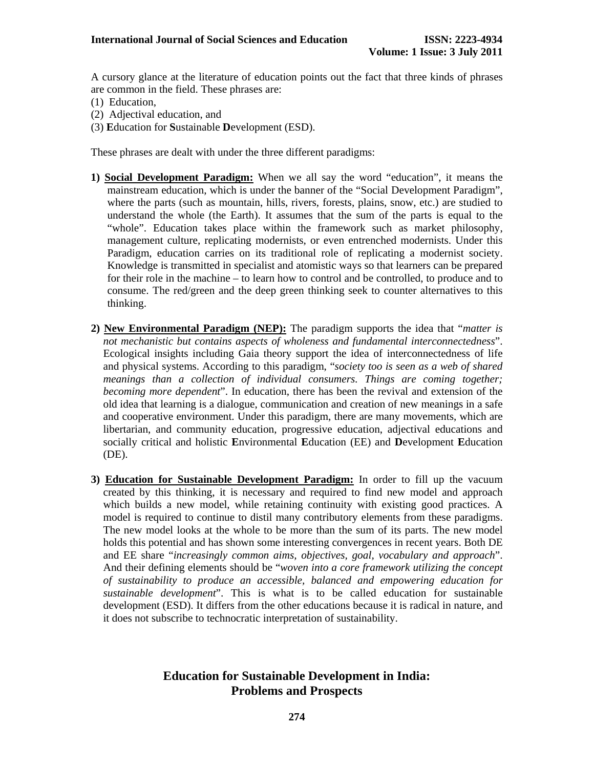A cursory glance at the literature of education points out the fact that three kinds of phrases are common in the field. These phrases are:

(1) Education,
(2) Adjectival education, and
(3) **E**ducation for **S**ustainable **D**evelopment (ESD).

These phrases are dealt with under the three different paradigms:

1) **Social Development Paradigm:** When we all say the word "education", it means the mainstream education, which is under the banner of the "Social Development Paradigm", where the parts (such as mountain, hills, rivers, forests, plains, snow, etc.) are studied to understand the whole (the Earth). It assumes that the sum of the parts is equal to the "whole". Education takes place within the framework such as market philosophy, management culture, replicating modernists, or even entrenched modernists. Under this Paradigm, education carries on its traditional role of replicating a modernist society. Knowledge is transmitted in specialist and atomistic ways so that learners can be prepared for their role in the machine – to learn how to control and be controlled, to produce and to consume. The red/green and the deep green thinking seek to counter alternatives to this thinking.

2) **New Environmental Paradigm (NEP):** The paradigm supports the idea that "*matter is not mechanistic but contains aspects of wholeness and fundamental interconnectedness*". Ecological insights including Gaia theory support the idea of interconnectedness of life and physical systems. According to this paradigm, "*society too is seen as a web of shared meanings than a collection of individual consumers. Things are coming together; becoming more dependent*". In education, there has been the revival and extension of the old idea that learning is a dialogue, communication and creation of new meanings in a safe and cooperative environment. Under this paradigm, there are many movements, which are libertarian, and community education, progressive education, adjectival educations and socially critical and holistic **E**nvironmental **E**ducation (EE) and **D**evelopment **E**ducation (DE).

3) **Education for Sustainable Development Paradigm:** In order to fill up the vacuum created by this thinking, it is necessary and required to find new model and approach which builds a new model, while retaining continuity with existing good practices. A model is required to continue to distil many contributory elements from these paradigms. The new model looks at the whole to be more than the sum of its parts. The new model holds this potential and has shown some interesting convergences in recent years. Both DE and EE share "*increasingly common aims, objectives, goal, vocabulary and approach*". And their defining elements should be "*woven into a core framework utilizing the concept of sustainability to produce an accessible, balanced and empowering education for sustainable development*". This is what is to be called education for sustainable development (ESD). It differs from the other educations because it is radical in nature, and it does not subscribe to technocratic interpretation of sustainability.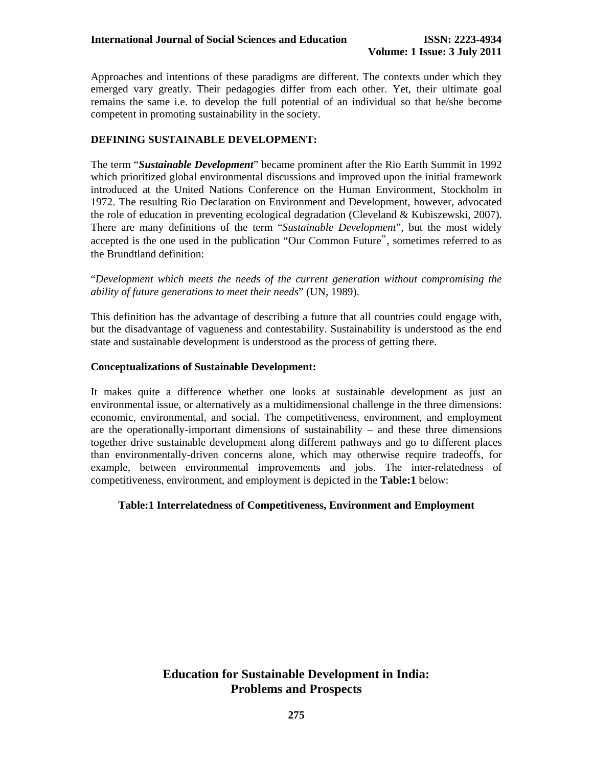Approaches and intentions of these paradigms are different. The contexts under which they emerged vary greatly. Their pedagogies differ from each other. Yet, their ultimate goal remains the same i.e. to develop the full potential of an individual so that he/she become competent in promoting sustainability in the society.

## DEFINING SUSTAINABLE DEVELOPMENT:

The term "***Sustainable Development***" became prominent after the Rio Earth Summit in 1992 which prioritized global environmental discussions and improved upon the initial framework introduced at the United Nations Conference on the Human Environment, Stockholm in 1972. The resulting Rio Declaration on Environment and Development, however, advocated the role of education in preventing ecological degradation (Cleveland & Kubiszewski, 2007). There are many definitions of the term "*Sustainable Development*", but the most widely accepted is the one used in the publication "Our Common Future‟, sometimes referred to as the Brundtland definition:

"*Development which meets the needs of the current generation without compromising the ability of future generations to meet their needs*" (UN, 1989).

This definition has the advantage of describing a future that all countries could engage with, but the disadvantage of vagueness and contestability. Sustainability is understood as the end state and sustainable development is understood as the process of getting there.

### Conceptualizations of Sustainable Development:

It makes quite a difference whether one looks at sustainable development as just an environmental issue, or alternatively as a multidimensional challenge in the three dimensions: economic, environmental, and social. The competitiveness, environment, and employment are the operationally-important dimensions of sustainability – and these three dimensions together drive sustainable development along different pathways and go to different places than environmentally-driven concerns alone, which may otherwise require tradeoffs, for example, between environmental improvements and jobs. The inter-relatedness of competitiveness, environment, and employment is depicted in the **Table:1** below:

**Table:1 Interrelatedness of Competitiveness, Environment and Employment**

**Education for Sustainable Development in India: Problems and Prospects**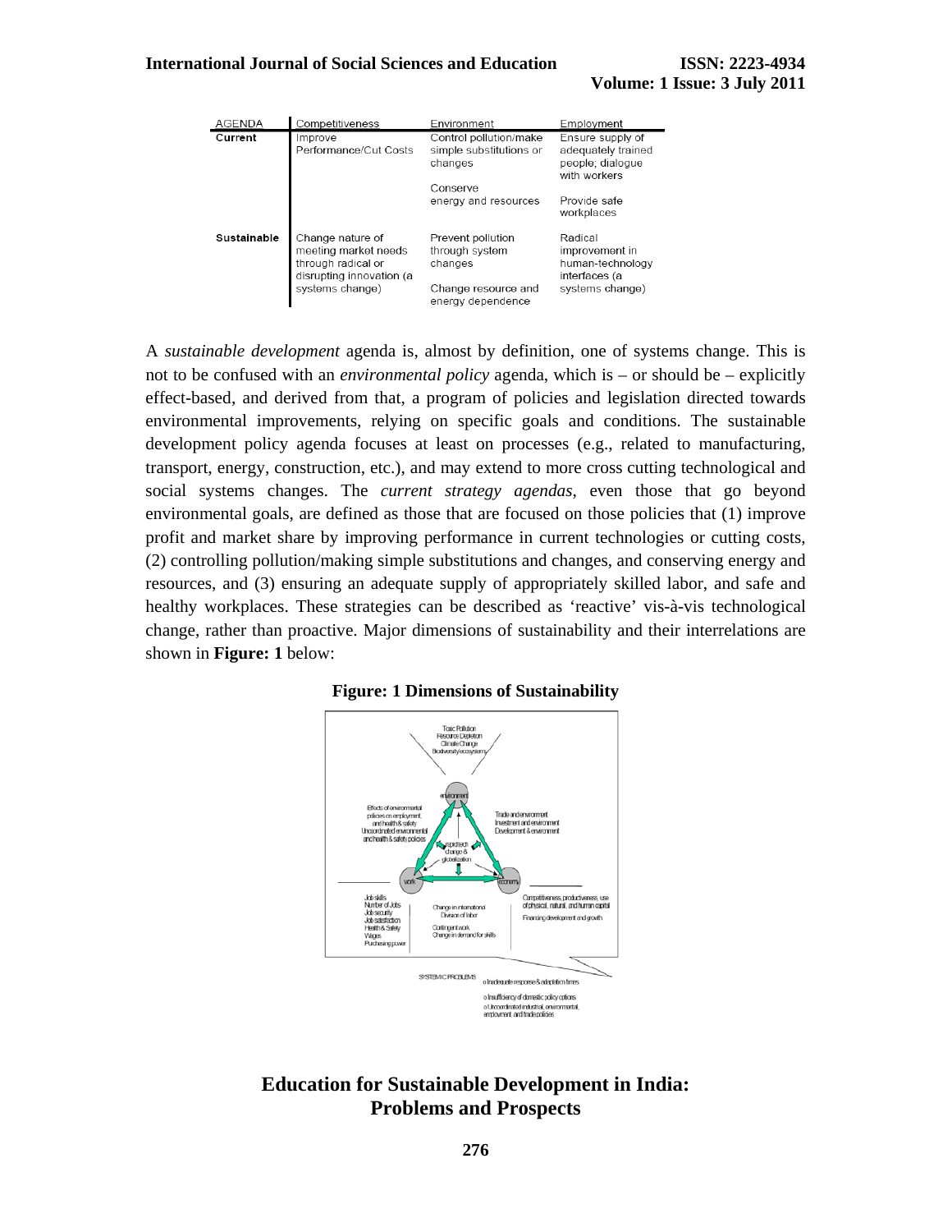| AGENDA | Competitiveness | Environment | Employment |
|---|---|---|---|
| **Current** | Improve Performance/Cut Costs | Control pollution/make simple substitutions or changes<br><br>Conserve energy and resources | Ensure supply of adequately trained people; dialogue with workers<br><br>Provide safe workplaces |
| **Sustainable** | Change nature of meeting market needs through radical or disrupting innovation (a systems change) | Prevent pollution through system changes<br><br>Change resource and energy dependence | Radical improvement in human-technology interfaces (a systems change) |

A *sustainable development* agenda is, almost by definition, one of systems change. This is not to be confused with an *environmental policy* agenda, which is – or should be – explicitly effect-based, and derived from that, a program of policies and legislation directed towards environmental improvements, relying on specific goals and conditions. The sustainable development policy agenda focuses at least on processes (e.g., related to manufacturing, transport, energy, construction, etc.), and may extend to more cross cutting technological and social systems changes. The *current strategy agendas*, even those that go beyond environmental goals, are defined as those that are focused on those policies that (1) improve profit and market share by improving performance in current technologies or cutting costs, (2) controlling pollution/making simple substitutions and changes, and conserving energy and resources, and (3) ensuring an adequate supply of appropriately skilled labor, and safe and healthy workplaces. These strategies can be described as 'reactive' vis-à-vis technological change, rather than proactive. Major dimensions of sustainability and their interrelations are shown in **Figure: 1** below:

**Figure: 1 Dimensions of Sustainability**

## Education for Sustainable Development in India: Problems and Prospects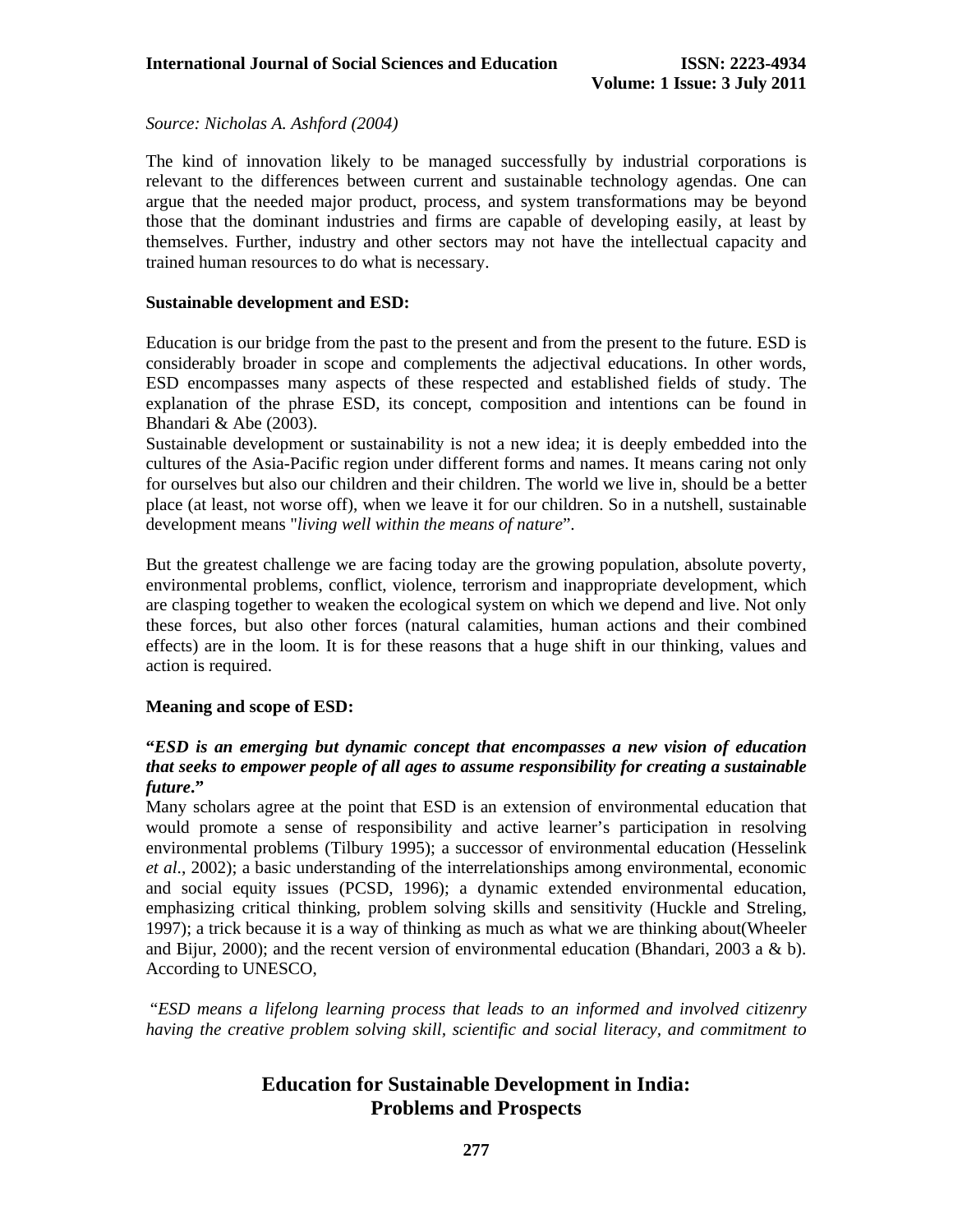*Source: Nicholas A. Ashford (2004)*

The kind of innovation likely to be managed successfully by industrial corporations is relevant to the differences between current and sustainable technology agendas. One can argue that the needed major product, process, and system transformations may be beyond those that the dominant industries and firms are capable of developing easily, at least by themselves. Further, industry and other sectors may not have the intellectual capacity and trained human resources to do what is necessary.

**Sustainable development and ESD:**

Education is our bridge from the past to the present and from the present to the future. ESD is considerably broader in scope and complements the adjectival educations. In other words, ESD encompasses many aspects of these respected and established fields of study. The explanation of the phrase ESD, its concept, composition and intentions can be found in Bhandari & Abe (2003).

Sustainable development or sustainability is not a new idea; it is deeply embedded into the cultures of the Asia-Pacific region under different forms and names. It means caring not only for ourselves but also our children and their children. The world we live in, should be a better place (at least, not worse off), when we leave it for our children. So in a nutshell, sustainable development means "*living well within the means of nature*".

But the greatest challenge we are facing today are the growing population, absolute poverty, environmental problems, conflict, violence, terrorism and inappropriate development, which are clasping together to weaken the ecological system on which we depend and live. Not only these forces, but also other forces (natural calamities, human actions and their combined effects) are in the loom. It is for these reasons that a huge shift in our thinking, values and action is required.

**Meaning and scope of ESD:**

**"*ESD is an emerging but dynamic concept that encompasses a new vision of education that seeks to empower people of all ages to assume responsibility for creating a sustainable future*."**

Many scholars agree at the point that ESD is an extension of environmental education that would promote a sense of responsibility and active learner's participation in resolving environmental problems (Tilbury 1995); a successor of environmental education (Hesselink *et al*., 2002); a basic understanding of the interrelationships among environmental, economic and social equity issues (PCSD, 1996); a dynamic extended environmental education, emphasizing critical thinking, problem solving skills and sensitivity (Huckle and Streling, 1997); a trick because it is a way of thinking as much as what we are thinking about(Wheeler and Bijur, 2000); and the recent version of environmental education (Bhandari, 2003 a & b). According to UNESCO,

*"ESD means a lifelong learning process that leads to an informed and involved citizenry having the creative problem solving skill, scientific and social literacy, and commitment to*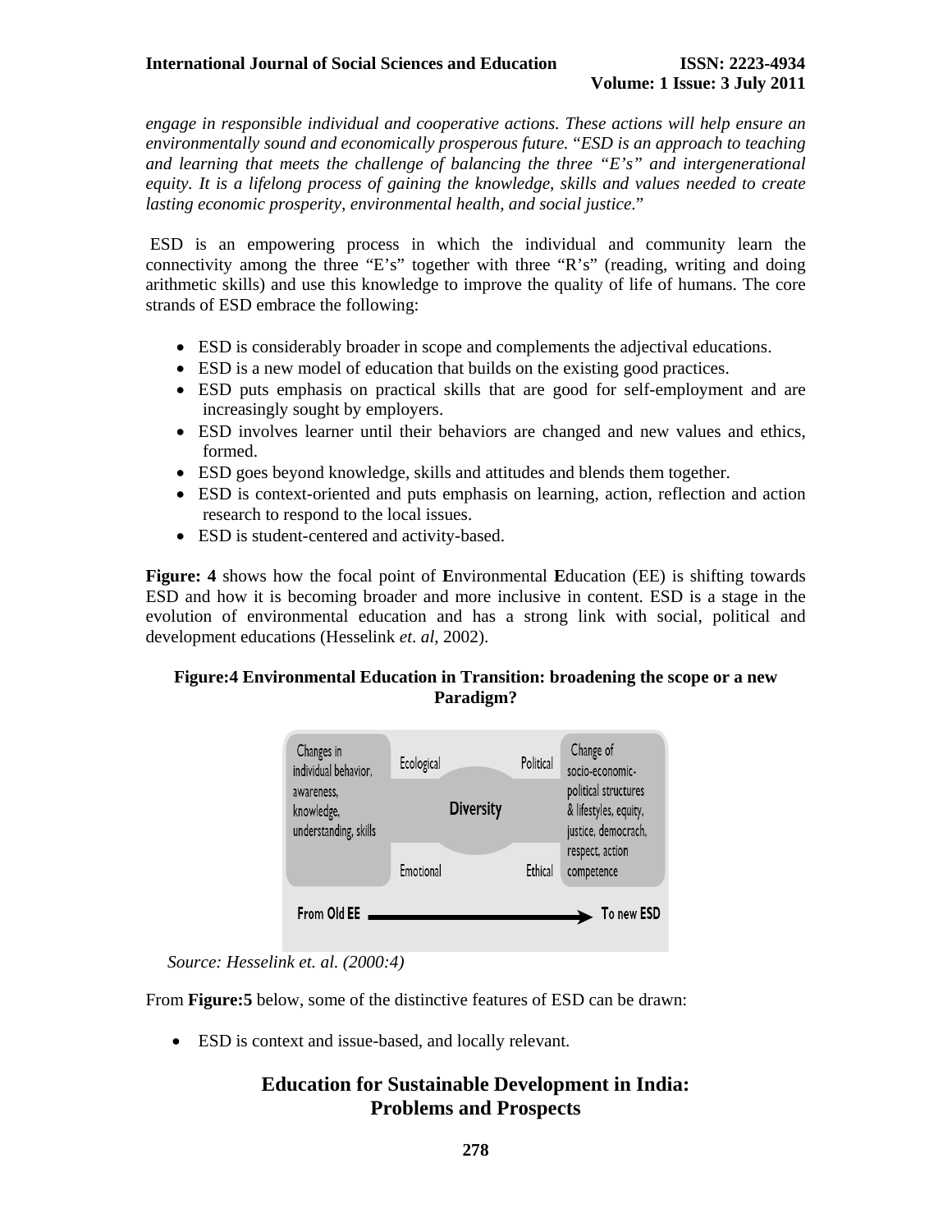*engage in responsible individual and cooperative actions. These actions will help ensure an environmentally sound and economically prosperous future.* "*ESD is an approach to teaching and learning that meets the challenge of balancing the three "E's" and intergenerational equity. It is a lifelong process of gaining the knowledge, skills and values needed to create lasting economic prosperity, environmental health, and social justice*."

ESD is an empowering process in which the individual and community learn the connectivity among the three "E's" together with three "R's" (reading, writing and doing arithmetic skills) and use this knowledge to improve the quality of life of humans. The core strands of ESD embrace the following:

- ESD is considerably broader in scope and complements the adjectival educations.
- ESD is a new model of education that builds on the existing good practices.
- ESD puts emphasis on practical skills that are good for self-employment and are increasingly sought by employers.
- ESD involves learner until their behaviors are changed and new values and ethics, formed.
- ESD goes beyond knowledge, skills and attitudes and blends them together.
- ESD is context-oriented and puts emphasis on learning, action, reflection and action research to respond to the local issues.
- ESD is student-centered and activity-based.

**Figure: 4** shows how the focal point of **E**nvironmental **E**ducation (EE) is shifting towards ESD and how it is becoming broader and more inclusive in content. ESD is a stage in the evolution of environmental education and has a strong link with social, political and development educations (Hesselink *et. al*, 2002).

**Figure:4 Environmental Education in Transition: broadening the scope or a new Paradigm?**

*Source: Hesselink et. al. (2000:4)*

From **Figure:5** below, some of the distinctive features of ESD can be drawn:

- ESD is context and issue-based, and locally relevant.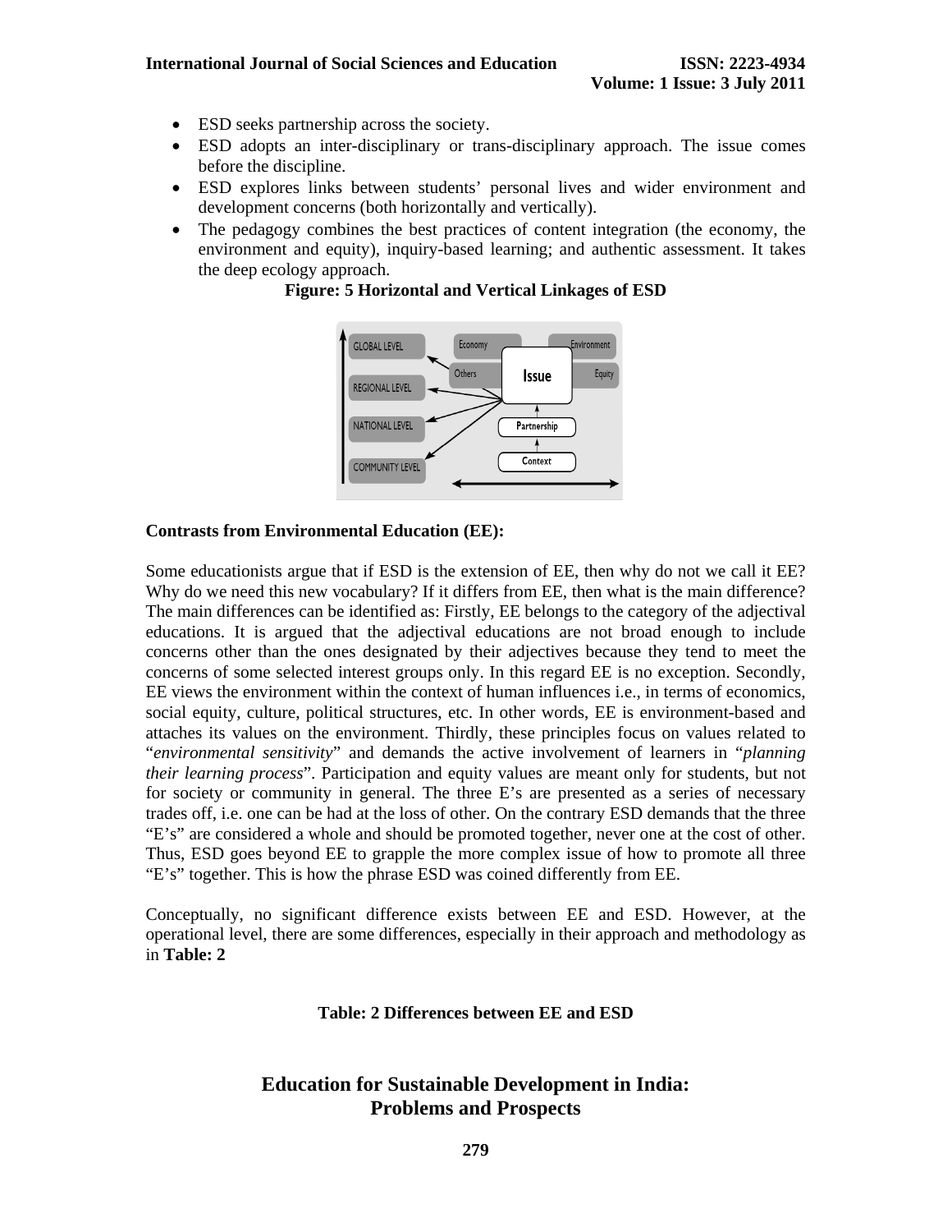- ESD seeks partnership across the society.
- ESD adopts an inter-disciplinary or trans-disciplinary approach. The issue comes before the discipline.
- ESD explores links between students' personal lives and wider environment and development concerns (both horizontally and vertically).
- The pedagogy combines the best practices of content integration (the economy, the environment and equity), inquiry-based learning; and authentic assessment. It takes the deep ecology approach.

**Figure: 5 Horizontal and Vertical Linkages of ESD**

**Contrasts from Environmental Education (EE):**

Some educationists argue that if ESD is the extension of EE, then why do not we call it EE? Why do we need this new vocabulary? If it differs from EE, then what is the main difference? The main differences can be identified as: Firstly, EE belongs to the category of the adjectival educations. It is argued that the adjectival educations are not broad enough to include concerns other than the ones designated by their adjectives because they tend to meet the concerns of some selected interest groups only. In this regard EE is no exception. Secondly, EE views the environment within the context of human influences i.e., in terms of economics, social equity, culture, political structures, etc. In other words, EE is environment-based and attaches its values on the environment. Thirdly, these principles focus on values related to "*environmental sensitivity*" and demands the active involvement of learners in "*planning their learning process*". Participation and equity values are meant only for students, but not for society or community in general. The three E's are presented as a series of necessary trades off, i.e. one can be had at the loss of other. On the contrary ESD demands that the three "E's" are considered a whole and should be promoted together, never one at the cost of other. Thus, ESD goes beyond EE to grapple the more complex issue of how to promote all three "E's" together. This is how the phrase ESD was coined differently from EE.

Conceptually, no significant difference exists between EE and ESD. However, at the operational level, there are some differences, especially in their approach and methodology as in **Table: 2**

**Table: 2 Differences between EE and ESD**

## Education for Sustainable Development in India: Problems and Prospects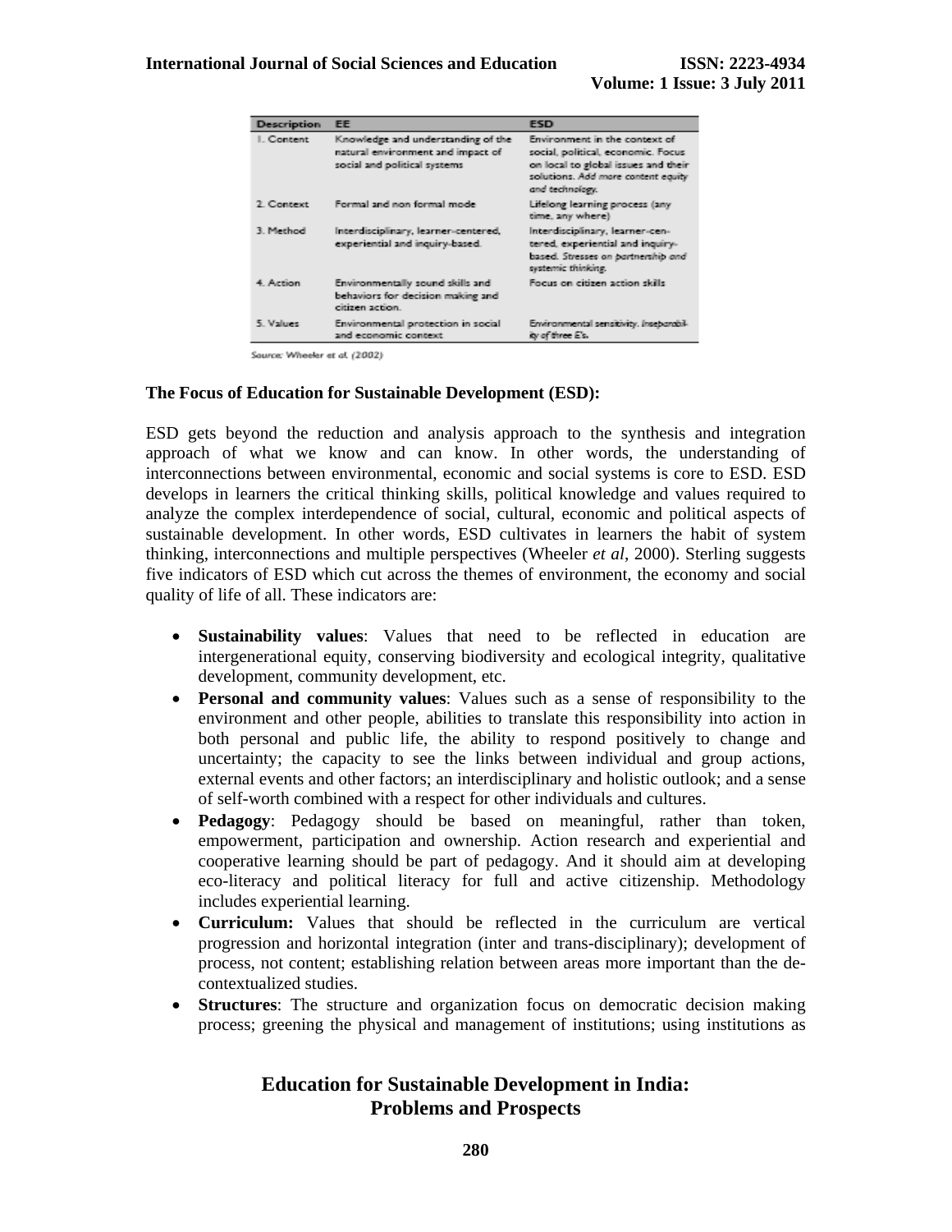| Description | EE | ESD |
| --- | --- | --- |
| 1. Content | Knowledge and understanding of the natural environment and impact of social and political systems | Environment in the context of social, political, economic. Focus on local to global issues and their solutions. *Add more content equity and technology.* |
| 2. Context | Formal and non formal mode | Lifelong learning process (any time, any where) |
| 3. Method | Interdisciplinary, learner-centered, experiential and inquiry-based. | Interdisciplinary, learner-centered, experiential and inquiry-based. *Stresses on partnership and systemic thinking.* |
| 4. Action | Environmentally sound skills and behaviors for decision making and citizen action. | Focus on citizen action skills |
| 5. Values | Environmental protection in social and economic context | Environmental sensitivity. *Inseparability of three E's.* |

Source: Wheeler *et al.* (2002)

**The Focus of Education for Sustainable Development (ESD):**

ESD gets beyond the reduction and analysis approach to the synthesis and integration approach of what we know and can know. In other words, the understanding of interconnections between environmental, economic and social systems is core to ESD. ESD develops in learners the critical thinking skills, political knowledge and values required to analyze the complex interdependence of social, cultural, economic and political aspects of sustainable development. In other words, ESD cultivates in learners the habit of system thinking, interconnections and multiple perspectives (Wheeler *et al*, 2000). Sterling suggests five indicators of ESD which cut across the themes of environment, the economy and social quality of life of all. These indicators are:

- **Sustainability values**: Values that need to be reflected in education are intergenerational equity, conserving biodiversity and ecological integrity, qualitative development, community development, etc.
- **Personal and community values**: Values such as a sense of responsibility to the environment and other people, abilities to translate this responsibility into action in both personal and public life, the ability to respond positively to change and uncertainty; the capacity to see the links between individual and group actions, external events and other factors; an interdisciplinary and holistic outlook; and a sense of self-worth combined with a respect for other individuals and cultures.
- **Pedagogy**: Pedagogy should be based on meaningful, rather than token, empowerment, participation and ownership. Action research and experiential and cooperative learning should be part of pedagogy. And it should aim at developing eco-literacy and political literacy for full and active citizenship. Methodology includes experiential learning.
- **Curriculum:** Values that should be reflected in the curriculum are vertical progression and horizontal integration (inter and trans-disciplinary); development of process, not content; establishing relation between areas more important than the de-contextualized studies.
- **Structures**: The structure and organization focus on democratic decision making process; greening the physical and management of institutions; using institutions as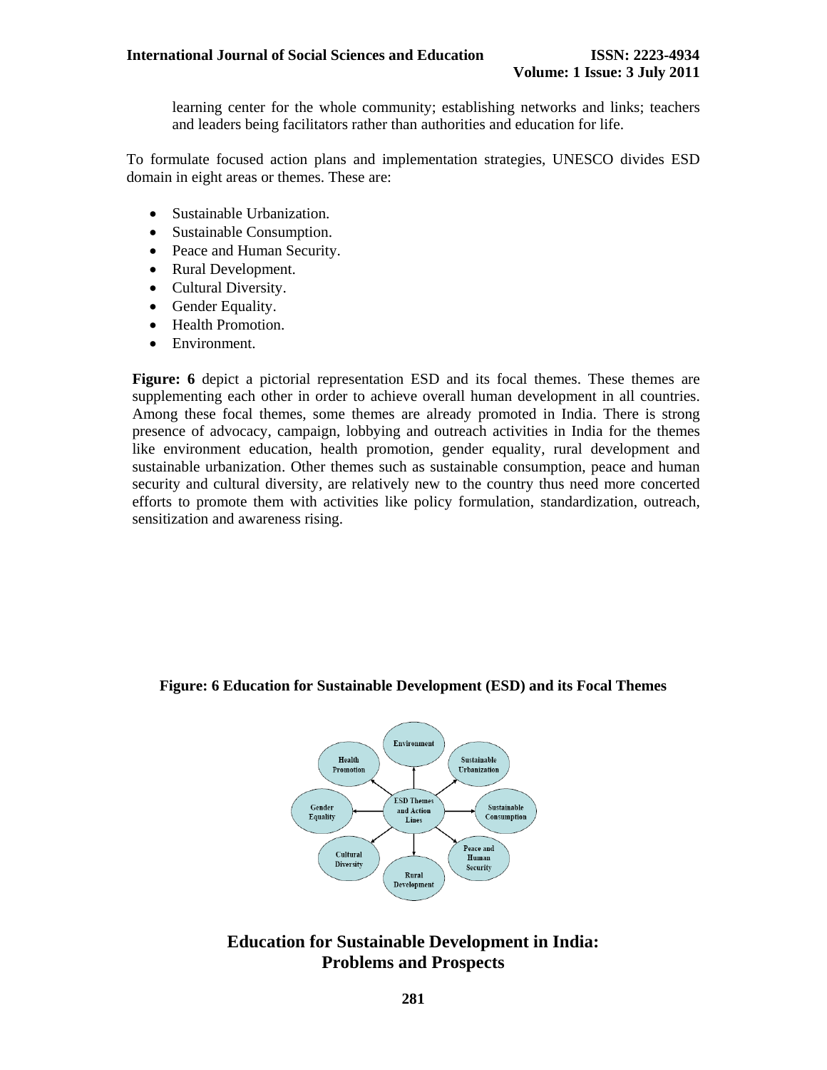learning center for the whole community; establishing networks and links; teachers and leaders being facilitators rather than authorities and education for life.

To formulate focused action plans and implementation strategies, UNESCO divides ESD domain in eight areas or themes. These are:

- Sustainable Urbanization.
- Sustainable Consumption.
- Peace and Human Security.
- Rural Development.
- Cultural Diversity.
- Gender Equality.
- Health Promotion.
- Environment.

**Figure: 6** depict a pictorial representation ESD and its focal themes. These themes are supplementing each other in order to achieve overall human development in all countries. Among these focal themes, some themes are already promoted in India. There is strong presence of advocacy, campaign, lobbying and outreach activities in India for the themes like environment education, health promotion, gender equality, rural development and sustainable urbanization. Other themes such as sustainable consumption, peace and human security and cultural diversity, are relatively new to the country thus need more concerted efforts to promote them with activities like policy formulation, standardization, outreach, sensitization and awareness rising.

**Figure: 6 Education for Sustainable Development (ESD) and its Focal Themes**

ESD Themes and Action Lines: Environment, Sustainable Urbanization, Sustainable Consumption, Peace and Human Security, Rural Development, Cultural Diversity, Gender Equality, Health Promotion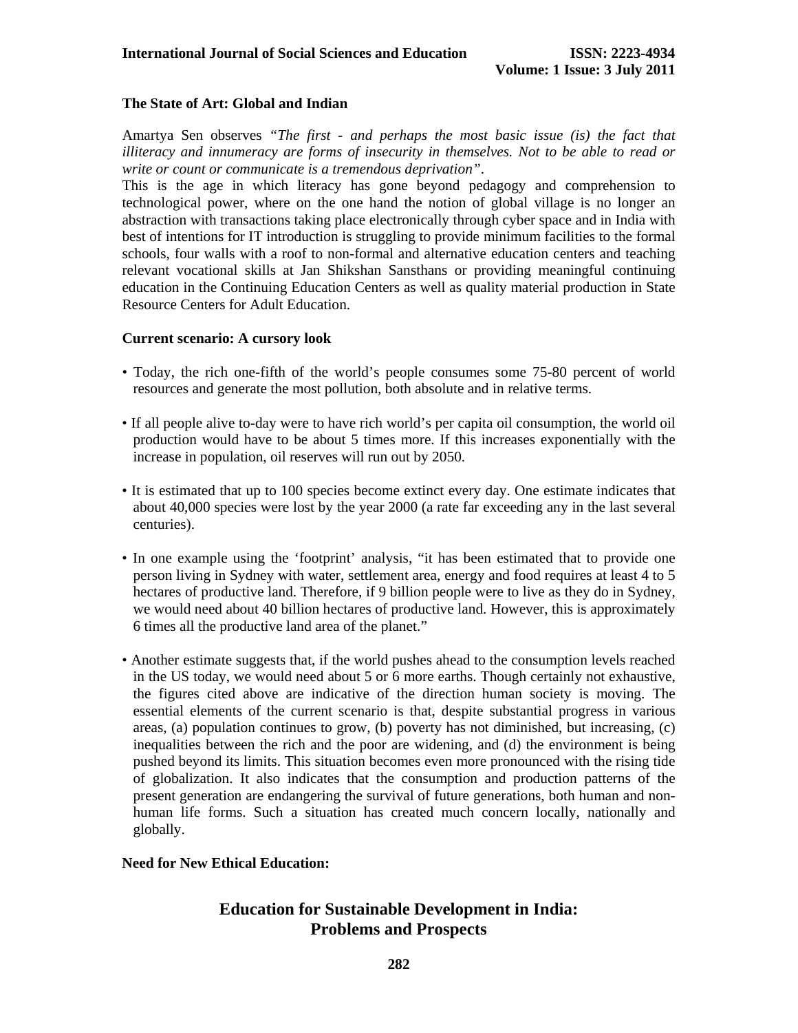**The State of Art: Global and Indian**

Amartya Sen observes *"The first - and perhaps the most basic issue (is) the fact that illiteracy and innumeracy are forms of insecurity in themselves. Not to be able to read or write or count or communicate is a tremendous deprivation"*.

This is the age in which literacy has gone beyond pedagogy and comprehension to technological power, where on the one hand the notion of global village is no longer an abstraction with transactions taking place electronically through cyber space and in India with best of intentions for IT introduction is struggling to provide minimum facilities to the formal schools, four walls with a roof to non-formal and alternative education centers and teaching relevant vocational skills at Jan Shikshan Sansthans or providing meaningful continuing education in the Continuing Education Centers as well as quality material production in State Resource Centers for Adult Education.

**Current scenario: A cursory look**

- Today, the rich one-fifth of the world's people consumes some 75-80 percent of world resources and generate the most pollution, both absolute and in relative terms.
- If all people alive to-day were to have rich world's per capita oil consumption, the world oil production would have to be about 5 times more. If this increases exponentially with the increase in population, oil reserves will run out by 2050.
- It is estimated that up to 100 species become extinct every day. One estimate indicates that about 40,000 species were lost by the year 2000 (a rate far exceeding any in the last several centuries).
- In one example using the 'footprint' analysis, "it has been estimated that to provide one person living in Sydney with water, settlement area, energy and food requires at least 4 to 5 hectares of productive land. Therefore, if 9 billion people were to live as they do in Sydney, we would need about 40 billion hectares of productive land. However, this is approximately 6 times all the productive land area of the planet."
- Another estimate suggests that, if the world pushes ahead to the consumption levels reached in the US today, we would need about 5 or 6 more earths. Though certainly not exhaustive, the figures cited above are indicative of the direction human society is moving. The essential elements of the current scenario is that, despite substantial progress in various areas, (a) population continues to grow, (b) poverty has not diminished, but increasing, (c) inequalities between the rich and the poor are widening, and (d) the environment is being pushed beyond its limits. This situation becomes even more pronounced with the rising tide of globalization. It also indicates that the consumption and production patterns of the present generation are endangering the survival of future generations, both human and non-human life forms. Such a situation has created much concern locally, nationally and globally.

**Need for New Ethical Education:**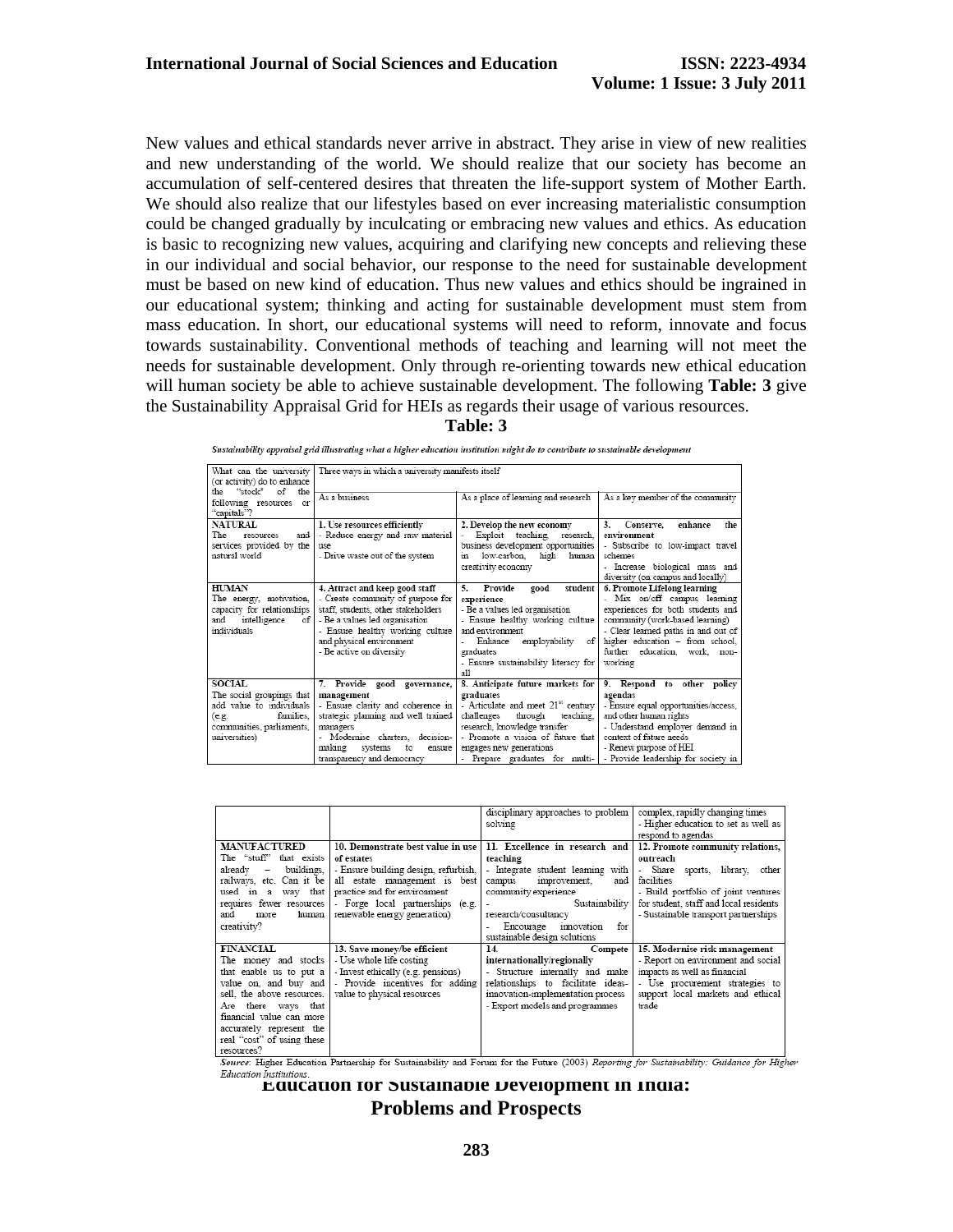New values and ethical standards never arrive in abstract. They arise in view of new realities and new understanding of the world. We should realize that our society has become an accumulation of self-centered desires that threaten the life-support system of Mother Earth. We should also realize that our lifestyles based on ever increasing materialistic consumption could be changed gradually by inculcating or embracing new values and ethics. As education is basic to recognizing new values, acquiring and clarifying new concepts and relieving these in our individual and social behavior, our response to the need for sustainable development must be based on new kind of education. Thus new values and ethics should be ingrained in our educational system; thinking and acting for sustainable development must stem from mass education. In short, our educational systems will need to reform, innovate and focus towards sustainability. Conventional methods of teaching and learning will not meet the needs for sustainable development. Only through re-orienting towards new ethical education will human society be able to achieve sustainable development. The following **Table: 3** give the Sustainability Appraisal Grid for HEIs as regards their usage of various resources.

**Table: 3**

*Sustainability appraisal grid illustrating what a higher education institution might do to contribute to sustainable development*

| What can the university (or activity) do to enhance the "stock" of the following resources or "capitals"? | Three ways in which a university manifests itself | | |
|---|---|---|---|
| | As a business | As a place of learning and research | As a key member of the community |
| **NATURAL** The resources and services provided by the natural world | **1. Use resources efficiently** - Reduce energy and raw material use - Drive waste out of the system | **2. Develop the new economy** - Exploit teaching, research, business development opportunities in low-carbon, high human creativity economy | **3. Conserve, enhance the environment** - Subscribe to low-impact travel schemes - Increase biological mass and diversity (on campus and locally) |
| **HUMAN** The energy, motivation, capacity for relationships and intelligence of individuals | **4. Attract and keep good staff** - Create community of purpose for staff, students, other stakeholders - Be a values led organisation - Ensure healthy working culture and physical environment - Be active on diversity | **5. Provide good student experience** - Be a values led organisation - Ensure healthy working culture and environment - Enhance employability of graduates - Ensure sustainability literacy for all | **6. Promote Lifelong learning** - Mix on/off campus learning experiences for both students and community (work-based learning) - Clear learned paths in and out of higher education – from school, further education, work, non-working |
| **SOCIAL** The social groupings that add value to individuals (e.g. families, communities, parliaments, universities) | **7. Provide good governance, management** - Ensure clarity and coherence in strategic planning and well trained managers - Modernise charters, decision-making systems to ensure transparency and democracy | **8. Anticipate future markets for graduates** - Articulate and meet 21st century challenges through teaching, research, knowledge transfer - Promote a vision of future that engages new generations - Prepare graduates for multi-disciplinary approaches to problem solving | **9. Respond to other policy agendas** - Ensure equal opportunities/access, and other human rights - Understand employer demand in context of future needs - Renew purpose of HEI - Provide leadership for society in complex, rapidly changing times - Higher education to set as well as respond to agendas |
| **MANUFACTURED** The "stuff" that exists already – buildings, railways, etc. Can it be used in a way that requires fewer resources and more human creativity? | **10. Demonstrate best value in use of estates** - Ensure building design, refurbish, all estate management is best practice and for environment - Forge local partnerships (e.g. renewable energy generation) | **11. Excellence in research and teaching** - Integrate student learning with campus improvement, and community experience - Sustainability research/consultancy - Encourage innovation for sustainable design solutions | **12. Promote community relations, outreach** - Share sports, library, other facilities - Build portfolio of joint ventures for student, staff and local residents - Sustainable transport partnerships |
| **FINANCIAL** The money and stocks that enable us to put a value on, and buy and sell, the above resources. Are there ways that financial value can more accurately represent the real "cost" of using these resources? | **13. Save money/be efficient** - Use whole life costing - Invest ethically (e.g. pensions) - Provide incentives for adding value to physical resources | **14. Compete internationally/regionally** - Structure internally and make relationships to facilitate ideas-innovation-implementation process - Export models and programmes | **15. Modernise risk management** - Report on environment and social impacts as well as financial - Use procurement strategies to support local markets and ethical trade |

*Source*: Higher Education Partnership for Sustainability and Forum for the Future (2003) *Reporting for Sustainability: Guidance for Higher Education Institutions*.

## Education for Sustainable Development in India: Problems and Prospects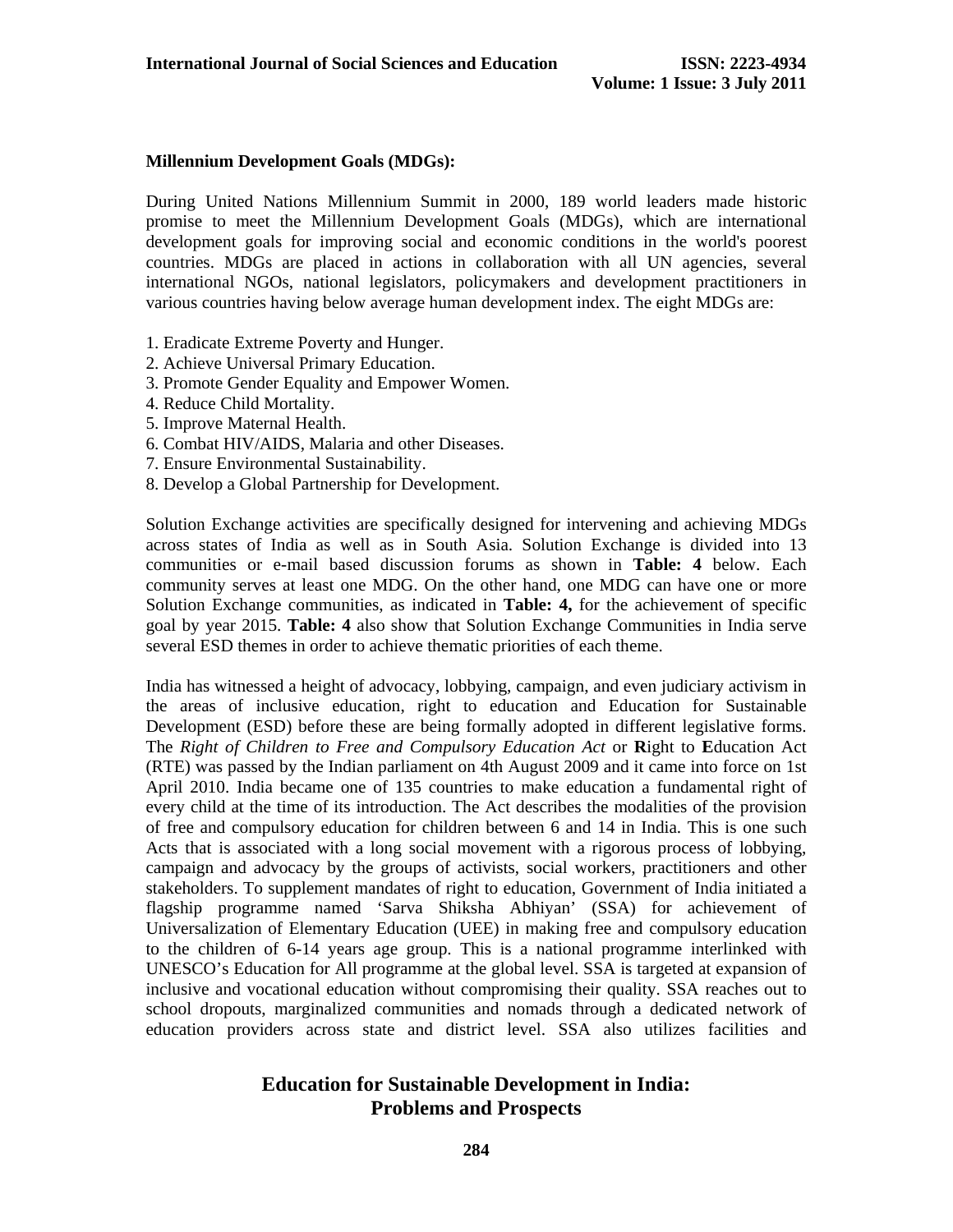**Millennium Development Goals (MDGs):**

During United Nations Millennium Summit in 2000, 189 world leaders made historic promise to meet the Millennium Development Goals (MDGs), which are international development goals for improving social and economic conditions in the world's poorest countries. MDGs are placed in actions in collaboration with all UN agencies, several international NGOs, national legislators, policymakers and development practitioners in various countries having below average human development index. The eight MDGs are:

1. Eradicate Extreme Poverty and Hunger.
2. Achieve Universal Primary Education.
3. Promote Gender Equality and Empower Women.
4. Reduce Child Mortality.
5. Improve Maternal Health.
6. Combat HIV/AIDS, Malaria and other Diseases.
7. Ensure Environmental Sustainability.
8. Develop a Global Partnership for Development.

Solution Exchange activities are specifically designed for intervening and achieving MDGs across states of India as well as in South Asia. Solution Exchange is divided into 13 communities or e-mail based discussion forums as shown in **Table: 4** below. Each community serves at least one MDG. On the other hand, one MDG can have one or more Solution Exchange communities, as indicated in **Table: 4,** for the achievement of specific goal by year 2015. **Table: 4** also show that Solution Exchange Communities in India serve several ESD themes in order to achieve thematic priorities of each theme.

India has witnessed a height of advocacy, lobbying, campaign, and even judiciary activism in the areas of inclusive education, right to education and Education for Sustainable Development (ESD) before these are being formally adopted in different legislative forms. The *Right of Children to Free and Compulsory Education Act* or **R**ight to **E**ducation Act (RTE) was passed by the Indian parliament on 4th August 2009 and it came into force on 1st April 2010. India became one of 135 countries to make education a fundamental right of every child at the time of its introduction. The Act describes the modalities of the provision of free and compulsory education for children between 6 and 14 in India. This is one such Acts that is associated with a long social movement with a rigorous process of lobbying, campaign and advocacy by the groups of activists, social workers, practitioners and other stakeholders. To supplement mandates of right to education, Government of India initiated a flagship programme named 'Sarva Shiksha Abhiyan' (SSA) for achievement of Universalization of Elementary Education (UEE) in making free and compulsory education to the children of 6-14 years age group. This is a national programme interlinked with UNESCO's Education for All programme at the global level. SSA is targeted at expansion of inclusive and vocational education without compromising their quality. SSA reaches out to school dropouts, marginalized communities and nomads through a dedicated network of education providers across state and district level. SSA also utilizes facilities and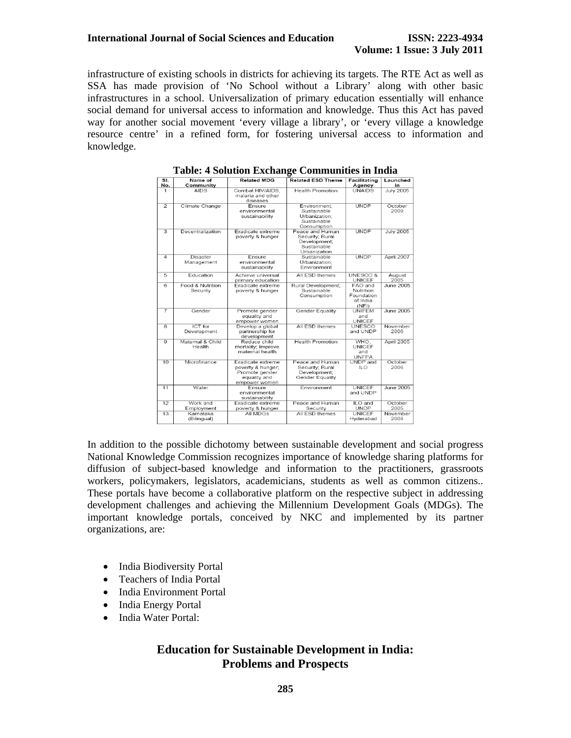infrastructure of existing schools in districts for achieving its targets. The RTE Act as well as SSA has made provision of 'No School without a Library' along with other basic infrastructures in a school. Universalization of primary education essentially will enhance social demand for universal access to information and knowledge. Thus this Act has paved way for another social movement 'every village a library', or 'every village a knowledge resource centre' in a refined form, for fostering universal access to information and knowledge.

**Table: 4 Solution Exchange Communities in India**

| Sl. No. | Name of Community | Related MDG | Related ESD Theme | Facilitating Agency | Launched in |
|---|---|---|---|---|---|
| 1 | AIDS | Combat HIV/AIDS, malaria and other diseases | Health Promotion | UNAIDS | July 2005 |
| 2 | Climate Change | Ensure environmental sustainability | Environment; Sustainable Urbanization; Sustainable Consumption | UNDP | October 2009 |
| 3 | Decentralization | Eradicate extreme poverty & hunger | Peace and Human Security; Rural Development; Sustainable Urbanization | UNDP | July 2005 |
| 4 | Disaster Management | Ensure environmental sustainability | Sustainable Urbanization; Environment | UNDP | April 2007 |
| 5 | Education | Achieve universal primary education | All ESD themes | UNESCO & UNICEF | August 2005 |
| 6 | Food & Nutrition Security | Eradicate extreme poverty & hunger | Rural Development; Sustainable Consumption | FAO and Nutrition Foundation of India (NFI) | June 2005 |
| 7 | Gender | Promote gender equality and empower women | Gender Equality | UNIFEM and UNICEF | June 2005 |
| 8 | ICT for Development | Develop a global partnership for development | All ESD themes | UNESCO and UNDP | November 2006 |
| 9 | Maternal & Child Health | Reduce child mortality; Improve maternal health | Health Promotion | WHO, UNICEF and UNFPA | April 2005 |
| 10 | Microfinance | Eradicate extreme poverty & hunger; Promote gender equality and empower women | Peace and Human Security; Rural Development; Gender Equality | UNDP and ILO | October 2006 |
| 11 | Water | Ensure environmental sustainability | Environment | UNICEF and UNDP | June 2005 |
| 12 | Work and Employment | Eradicate extreme poverty & hunger | Peace and Human Security | ILO and UNDP | October 2005 |
| 13 | Karnataka (Bilingual) | All MDGs | All ESD themes | UNICEF Hyderabad | November 2008 |

In addition to the possible dichotomy between sustainable development and social progress National Knowledge Commission recognizes importance of knowledge sharing platforms for diffusion of subject-based knowledge and information to the practitioners, grassroots workers, policymakers, legislators, academicians, students as well as common citizens.. These portals have become a collaborative platform on the respective subject in addressing development challenges and achieving the Millennium Development Goals (MDGs). The important knowledge portals, conceived by NKC and implemented by its partner organizations, are:

- India Biodiversity Portal
- Teachers of India Portal
- India Environment Portal
- India Energy Portal
- India Water Portal:

## Education for Sustainable Development in India: Problems and Prospects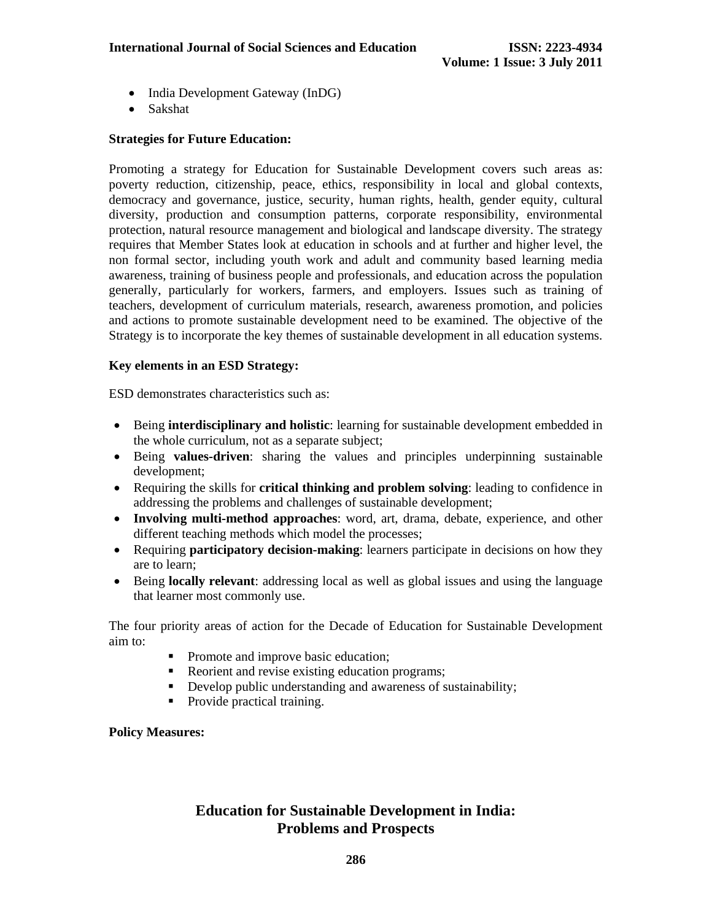- India Development Gateway (InDG)
- Sakshat

**Strategies for Future Education:**

Promoting a strategy for Education for Sustainable Development covers such areas as: poverty reduction, citizenship, peace, ethics, responsibility in local and global contexts, democracy and governance, justice, security, human rights, health, gender equity, cultural diversity, production and consumption patterns, corporate responsibility, environmental protection, natural resource management and biological and landscape diversity. The strategy requires that Member States look at education in schools and at further and higher level, the non formal sector, including youth work and adult and community based learning media awareness, training of business people and professionals, and education across the population generally, particularly for workers, farmers, and employers. Issues such as training of teachers, development of curriculum materials, research, awareness promotion, and policies and actions to promote sustainable development need to be examined. The objective of the Strategy is to incorporate the key themes of sustainable development in all education systems.

**Key elements in an ESD Strategy:**

ESD demonstrates characteristics such as:

- Being **interdisciplinary and holistic**: learning for sustainable development embedded in the whole curriculum, not as a separate subject;
- Being **values-driven**: sharing the values and principles underpinning sustainable development;
- Requiring the skills for **critical thinking and problem solving**: leading to confidence in addressing the problems and challenges of sustainable development;
- **Involving multi-method approaches**: word, art, drama, debate, experience, and other different teaching methods which model the processes;
- Requiring **participatory decision-making**: learners participate in decisions on how they are to learn;
- Being **locally relevant**: addressing local as well as global issues and using the language that learner most commonly use.

The four priority areas of action for the Decade of Education for Sustainable Development aim to:

- Promote and improve basic education;
- Reorient and revise existing education programs;
- Develop public understanding and awareness of sustainability;
- Provide practical training.

**Policy Measures:**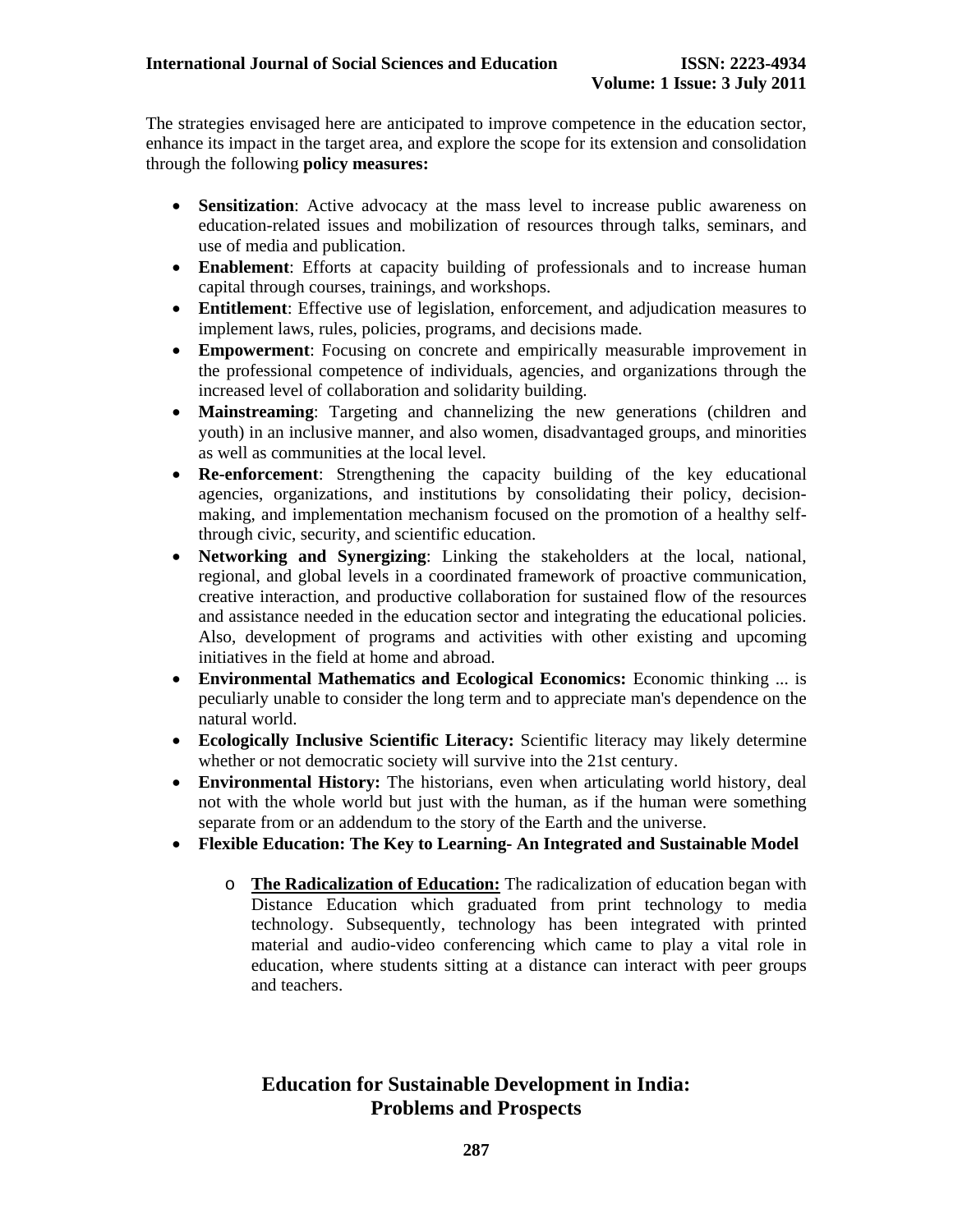The strategies envisaged here are anticipated to improve competence in the education sector, enhance its impact in the target area, and explore the scope for its extension and consolidation through the following **policy measures:**

- **Sensitization**: Active advocacy at the mass level to increase public awareness on education-related issues and mobilization of resources through talks, seminars, and use of media and publication.
- **Enablement**: Efforts at capacity building of professionals and to increase human capital through courses, trainings, and workshops.
- **Entitlement**: Effective use of legislation, enforcement, and adjudication measures to implement laws, rules, policies, programs, and decisions made.
- **Empowerment**: Focusing on concrete and empirically measurable improvement in the professional competence of individuals, agencies, and organizations through the increased level of collaboration and solidarity building.
- **Mainstreaming**: Targeting and channelizing the new generations (children and youth) in an inclusive manner, and also women, disadvantaged groups, and minorities as well as communities at the local level.
- **Re-enforcement**: Strengthening the capacity building of the key educational agencies, organizations, and institutions by consolidating their policy, decision-making, and implementation mechanism focused on the promotion of a healthy self-through civic, security, and scientific education.
- **Networking and Synergizing**: Linking the stakeholders at the local, national, regional, and global levels in a coordinated framework of proactive communication, creative interaction, and productive collaboration for sustained flow of the resources and assistance needed in the education sector and integrating the educational policies. Also, development of programs and activities with other existing and upcoming initiatives in the field at home and abroad.
- **Environmental Mathematics and Ecological Economics:** Economic thinking ... is peculiarly unable to consider the long term and to appreciate man's dependence on the natural world.
- **Ecologically Inclusive Scientific Literacy:** Scientific literacy may likely determine whether or not democratic society will survive into the 21st century.
- **Environmental History:** The historians, even when articulating world history, deal not with the whole world but just with the human, as if the human were something separate from or an addendum to the story of the Earth and the universe.
- **Flexible Education: The Key to Learning- An Integrated and Sustainable Model**
    - **The Radicalization of Education:** The radicalization of education began with Distance Education which graduated from print technology to media technology. Subsequently, technology has been integrated with printed material and audio-video conferencing which came to play a vital role in education, where students sitting at a distance can interact with peer groups and teachers.

## Education for Sustainable Development in India: Problems and Prospects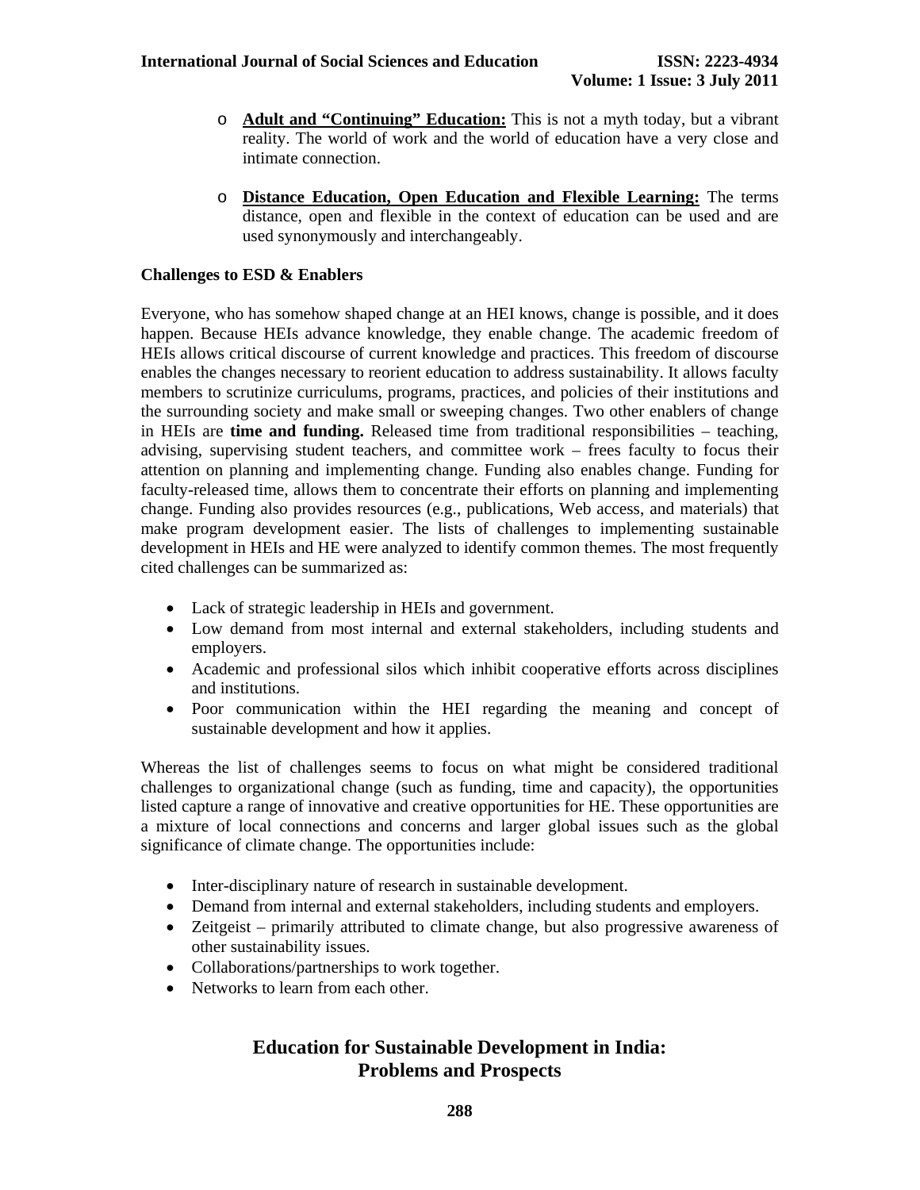- **Adult and "Continuing" Education:** This is not a myth today, but a vibrant reality. The world of work and the world of education have a very close and intimate connection.

- **Distance Education, Open Education and Flexible Learning:** The terms distance, open and flexible in the context of education can be used and are used synonymously and interchangeably.

**Challenges to ESD & Enablers**

Everyone, who has somehow shaped change at an HEI knows, change is possible, and it does happen. Because HEIs advance knowledge, they enable change. The academic freedom of HEIs allows critical discourse of current knowledge and practices. This freedom of discourse enables the changes necessary to reorient education to address sustainability. It allows faculty members to scrutinize curriculums, programs, practices, and policies of their institutions and the surrounding society and make small or sweeping changes. Two other enablers of change in HEIs are **time and funding.** Released time from traditional responsibilities – teaching, advising, supervising student teachers, and committee work – frees faculty to focus their attention on planning and implementing change. Funding also enables change. Funding for faculty-released time, allows them to concentrate their efforts on planning and implementing change. Funding also provides resources (e.g., publications, Web access, and materials) that make program development easier. The lists of challenges to implementing sustainable development in HEIs and HE were analyzed to identify common themes. The most frequently cited challenges can be summarized as:

- Lack of strategic leadership in HEIs and government.
- Low demand from most internal and external stakeholders, including students and employers.
- Academic and professional silos which inhibit cooperative efforts across disciplines and institutions.
- Poor communication within the HEI regarding the meaning and concept of sustainable development and how it applies.

Whereas the list of challenges seems to focus on what might be considered traditional challenges to organizational change (such as funding, time and capacity), the opportunities listed capture a range of innovative and creative opportunities for HE. These opportunities are a mixture of local connections and concerns and larger global issues such as the global significance of climate change. The opportunities include:

- Inter-disciplinary nature of research in sustainable development.
- Demand from internal and external stakeholders, including students and employers.
- Zeitgeist – primarily attributed to climate change, but also progressive awareness of other sustainability issues.
- Collaborations/partnerships to work together.
- Networks to learn from each other.

## Education for Sustainable Development in India: Problems and Prospects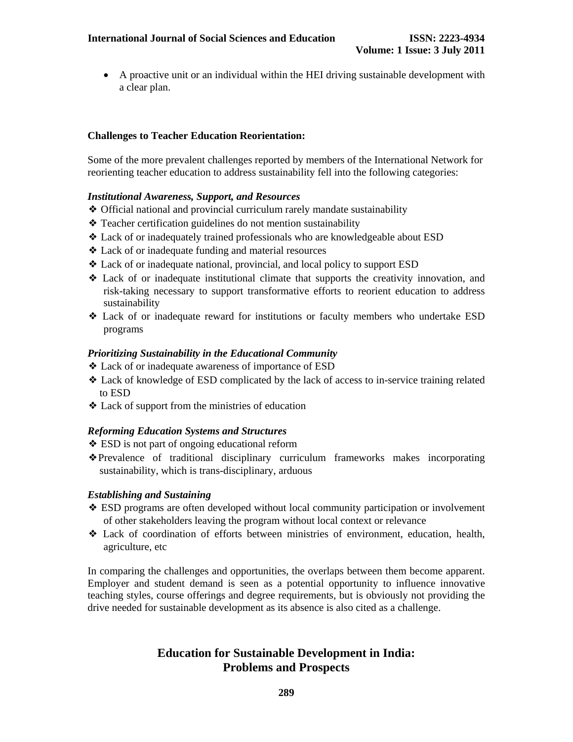- A proactive unit or an individual within the HEI driving sustainable development with a clear plan.

**Challenges to Teacher Education Reorientation:**

Some of the more prevalent challenges reported by members of the International Network for reorienting teacher education to address sustainability fell into the following categories:

***Institutional Awareness, Support, and Resources***

- ❖ Official national and provincial curriculum rarely mandate sustainability
- ❖ Teacher certification guidelines do not mention sustainability
- ❖ Lack of or inadequately trained professionals who are knowledgeable about ESD
- ❖ Lack of or inadequate funding and material resources
- ❖ Lack of or inadequate national, provincial, and local policy to support ESD
- ❖ Lack of or inadequate institutional climate that supports the creativity innovation, and risk-taking necessary to support transformative efforts to reorient education to address sustainability
- ❖ Lack of or inadequate reward for institutions or faculty members who undertake ESD programs

***Prioritizing Sustainability in the Educational Community***

- ❖ Lack of or inadequate awareness of importance of ESD
- ❖ Lack of knowledge of ESD complicated by the lack of access to in-service training related to ESD
- ❖ Lack of support from the ministries of education

***Reforming Education Systems and Structures***

- ❖ ESD is not part of ongoing educational reform
- ❖ Prevalence of traditional disciplinary curriculum frameworks makes incorporating sustainability, which is trans-disciplinary, arduous

***Establishing and Sustaining***

- ❖ ESD programs are often developed without local community participation or involvement of other stakeholders leaving the program without local context or relevance
- ❖ Lack of coordination of efforts between ministries of environment, education, health, agriculture, etc

In comparing the challenges and opportunities, the overlaps between them become apparent. Employer and student demand is seen as a potential opportunity to influence innovative teaching styles, course offerings and degree requirements, but is obviously not providing the drive needed for sustainable development as its absence is also cited as a challenge.

## Education for Sustainable Development in India: Problems and Prospects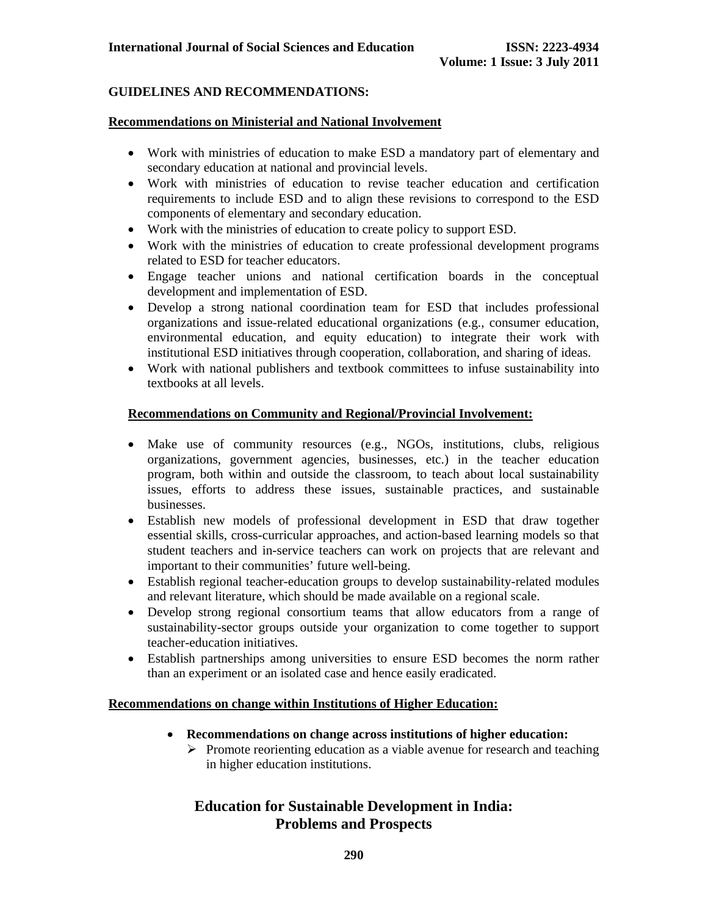**GUIDELINES AND RECOMMENDATIONS:**

**Recommendations on Ministerial and National Involvement**

- Work with ministries of education to make ESD a mandatory part of elementary and secondary education at national and provincial levels.
- Work with ministries of education to revise teacher education and certification requirements to include ESD and to align these revisions to correspond to the ESD components of elementary and secondary education.
- Work with the ministries of education to create policy to support ESD.
- Work with the ministries of education to create professional development programs related to ESD for teacher educators.
- Engage teacher unions and national certification boards in the conceptual development and implementation of ESD.
- Develop a strong national coordination team for ESD that includes professional organizations and issue-related educational organizations (e.g., consumer education, environmental education, and equity education) to integrate their work with institutional ESD initiatives through cooperation, collaboration, and sharing of ideas.
- Work with national publishers and textbook committees to infuse sustainability into textbooks at all levels.

**Recommendations on Community and Regional/Provincial Involvement:**

- Make use of community resources (e.g., NGOs, institutions, clubs, religious organizations, government agencies, businesses, etc.) in the teacher education program, both within and outside the classroom, to teach about local sustainability issues, efforts to address these issues, sustainable practices, and sustainable businesses.
- Establish new models of professional development in ESD that draw together essential skills, cross-curricular approaches, and action-based learning models so that student teachers and in-service teachers can work on projects that are relevant and important to their communities' future well-being.
- Establish regional teacher-education groups to develop sustainability-related modules and relevant literature, which should be made available on a regional scale.
- Develop strong regional consortium teams that allow educators from a range of sustainability-sector groups outside your organization to come together to support teacher-education initiatives.
- Establish partnerships among universities to ensure ESD becomes the norm rather than an experiment or an isolated case and hence easily eradicated.

**Recommendations on change within Institutions of Higher Education:**

- **Recommendations on change across institutions of higher education:**
  - Promote reorienting education as a viable avenue for research and teaching in higher education institutions.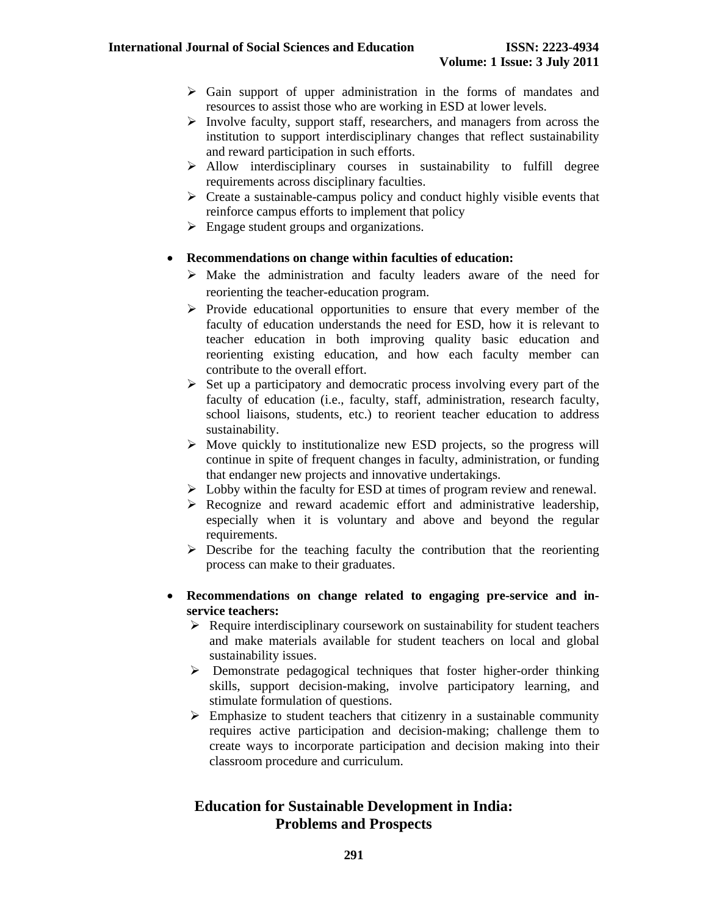- Gain support of upper administration in the forms of mandates and resources to assist those who are working in ESD at lower levels.
- Involve faculty, support staff, researchers, and managers from across the institution to support interdisciplinary changes that reflect sustainability and reward participation in such efforts.
- Allow interdisciplinary courses in sustainability to fulfill degree requirements across disciplinary faculties.
- Create a sustainable-campus policy and conduct highly visible events that reinforce campus efforts to implement that policy
- Engage student groups and organizations.

- **Recommendations on change within faculties of education:**
  - Make the administration and faculty leaders aware of the need for reorienting the teacher-education program.
  - Provide educational opportunities to ensure that every member of the faculty of education understands the need for ESD, how it is relevant to teacher education in both improving quality basic education and reorienting existing education, and how each faculty member can contribute to the overall effort.
  - Set up a participatory and democratic process involving every part of the faculty of education (i.e., faculty, staff, administration, research faculty, school liaisons, students, etc.) to reorient teacher education to address sustainability.
  - Move quickly to institutionalize new ESD projects, so the progress will continue in spite of frequent changes in faculty, administration, or funding that endanger new projects and innovative undertakings.
  - Lobby within the faculty for ESD at times of program review and renewal.
  - Recognize and reward academic effort and administrative leadership, especially when it is voluntary and above and beyond the regular requirements.
  - Describe for the teaching faculty the contribution that the reorienting process can make to their graduates.

- **Recommendations on change related to engaging pre-service and in-service teachers:**
  - Require interdisciplinary coursework on sustainability for student teachers and make materials available for student teachers on local and global sustainability issues.
  - Demonstrate pedagogical techniques that foster higher-order thinking skills, support decision-making, involve participatory learning, and stimulate formulation of questions.
  - Emphasize to student teachers that citizenry in a sustainable community requires active participation and decision-making; challenge them to create ways to incorporate participation and decision making into their classroom procedure and curriculum.

## Education for Sustainable Development in India: Problems and Prospects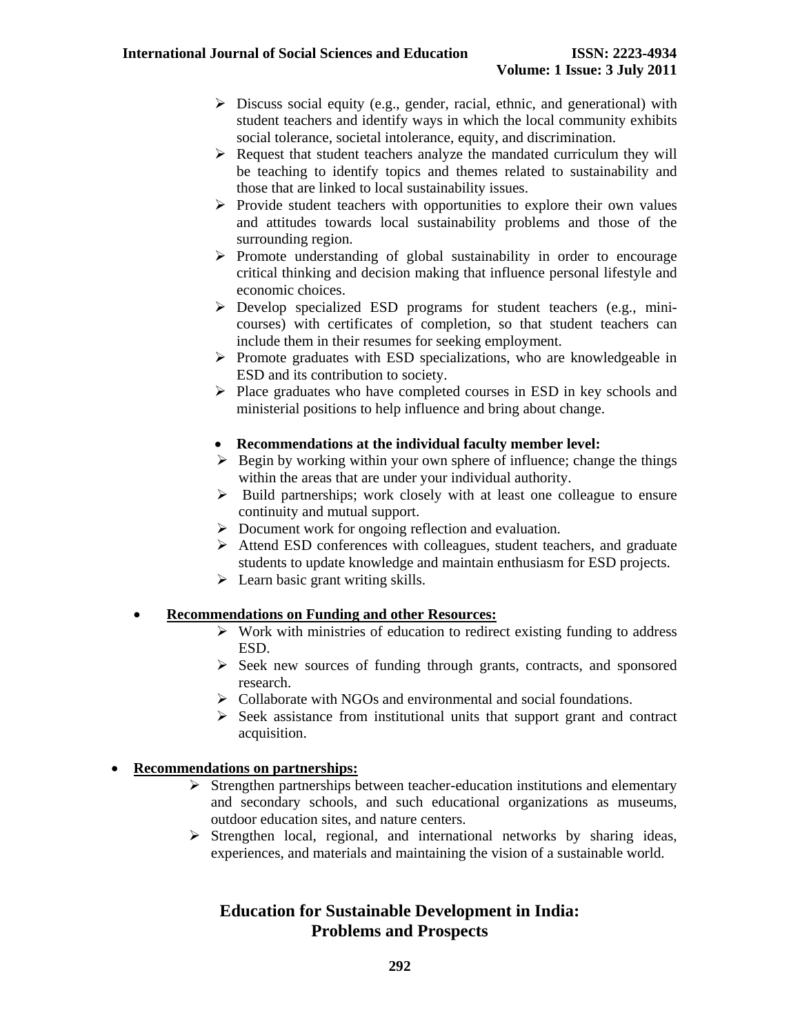- Discuss social equity (e.g., gender, racial, ethnic, and generational) with student teachers and identify ways in which the local community exhibits social tolerance, societal intolerance, equity, and discrimination.
- Request that student teachers analyze the mandated curriculum they will be teaching to identify topics and themes related to sustainability and those that are linked to local sustainability issues.
- Provide student teachers with opportunities to explore their own values and attitudes towards local sustainability problems and those of the surrounding region.
- Promote understanding of global sustainability in order to encourage critical thinking and decision making that influence personal lifestyle and economic choices.
- Develop specialized ESD programs for student teachers (e.g., mini-courses) with certificates of completion, so that student teachers can include them in their resumes for seeking employment.
- Promote graduates with ESD specializations, who are knowledgeable in ESD and its contribution to society.
- Place graduates who have completed courses in ESD in key schools and ministerial positions to help influence and bring about change.

- **Recommendations at the individual faculty member level:**
  - Begin by working within your own sphere of influence; change the things within the areas that are under your individual authority.
  - Build partnerships; work closely with at least one colleague to ensure continuity and mutual support.
  - Document work for ongoing reflection and evaluation.
  - Attend ESD conferences with colleagues, student teachers, and graduate students to update knowledge and maintain enthusiasm for ESD projects.
  - Learn basic grant writing skills.

- **<u>Recommendations on Funding and other Resources:</u>**
  - Work with ministries of education to redirect existing funding to address ESD.
  - Seek new sources of funding through grants, contracts, and sponsored research.
  - Collaborate with NGOs and environmental and social foundations.
  - Seek assistance from institutional units that support grant and contract acquisition.

- **<u>Recommendations on partnerships:</u>**
  - Strengthen partnerships between teacher-education institutions and elementary and secondary schools, and such educational organizations as museums, outdoor education sites, and nature centers.
  - Strengthen local, regional, and international networks by sharing ideas, experiences, and materials and maintaining the vision of a sustainable world.

## Education for Sustainable Development in India: Problems and Prospects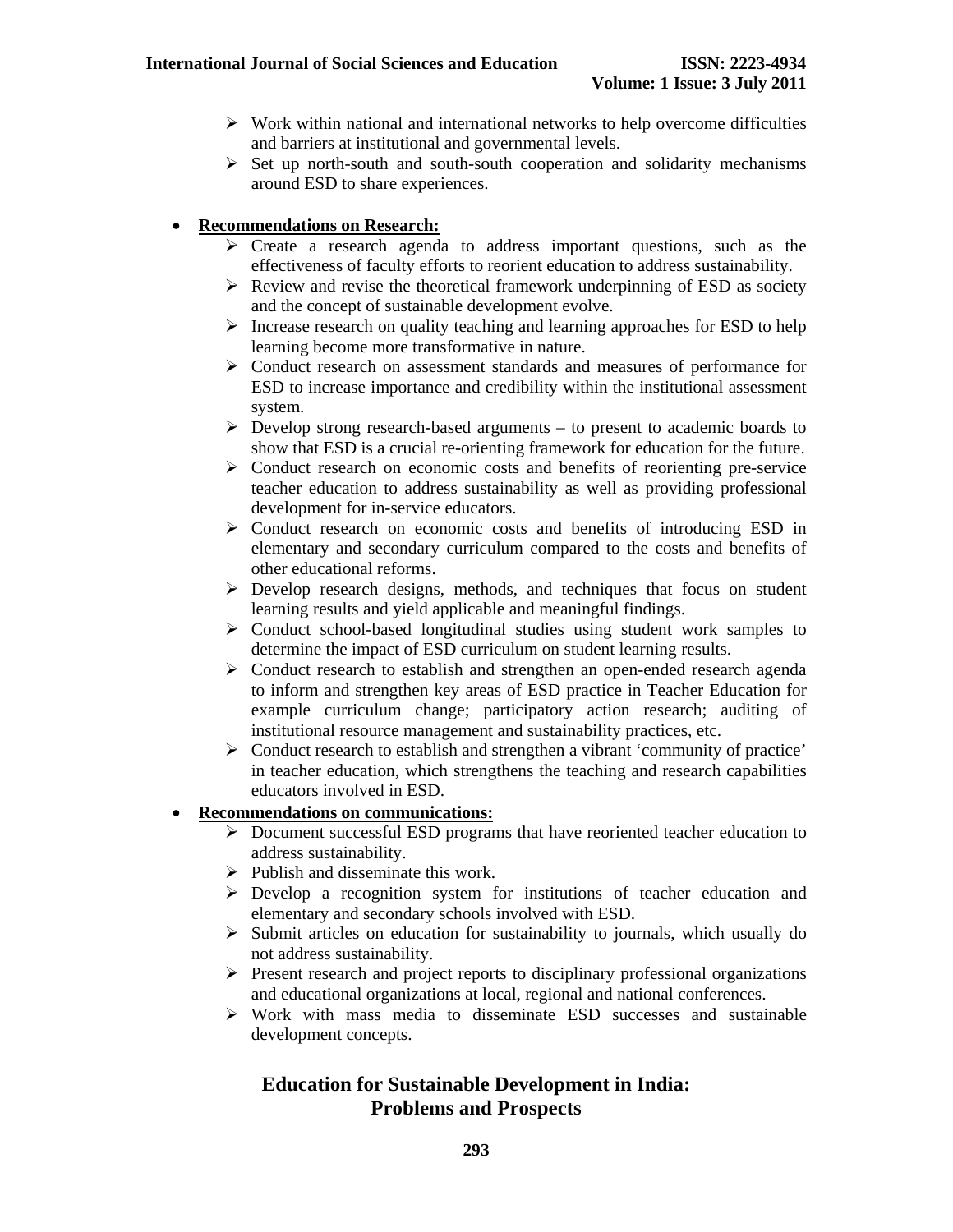- Work within national and international networks to help overcome difficulties and barriers at institutional and governmental levels.
- Set up north-south and south-south cooperation and solidarity mechanisms around ESD to share experiences.

- **Recommendations on Research:**
    - Create a research agenda to address important questions, such as the effectiveness of faculty efforts to reorient education to address sustainability.
    - Review and revise the theoretical framework underpinning of ESD as society and the concept of sustainable development evolve.
    - Increase research on quality teaching and learning approaches for ESD to help learning become more transformative in nature.
    - Conduct research on assessment standards and measures of performance for ESD to increase importance and credibility within the institutional assessment system.
    - Develop strong research-based arguments – to present to academic boards to show that ESD is a crucial re-orienting framework for education for the future.
    - Conduct research on economic costs and benefits of reorienting pre-service teacher education to address sustainability as well as providing professional development for in-service educators.
    - Conduct research on economic costs and benefits of introducing ESD in elementary and secondary curriculum compared to the costs and benefits of other educational reforms.
    - Develop research designs, methods, and techniques that focus on student learning results and yield applicable and meaningful findings.
    - Conduct school-based longitudinal studies using student work samples to determine the impact of ESD curriculum on student learning results.
    - Conduct research to establish and strengthen an open-ended research agenda to inform and strengthen key areas of ESD practice in Teacher Education for example curriculum change; participatory action research; auditing of institutional resource management and sustainability practices, etc.
    - Conduct research to establish and strengthen a vibrant 'community of practice' in teacher education, which strengthens the teaching and research capabilities educators involved in ESD.
- **Recommendations on communications:**
    - Document successful ESD programs that have reoriented teacher education to address sustainability.
    - Publish and disseminate this work.
    - Develop a recognition system for institutions of teacher education and elementary and secondary schools involved with ESD.
    - Submit articles on education for sustainability to journals, which usually do not address sustainability.
    - Present research and project reports to disciplinary professional organizations and educational organizations at local, regional and national conferences.
    - Work with mass media to disseminate ESD successes and sustainable development concepts.

## Education for Sustainable Development in India: Problems and Prospects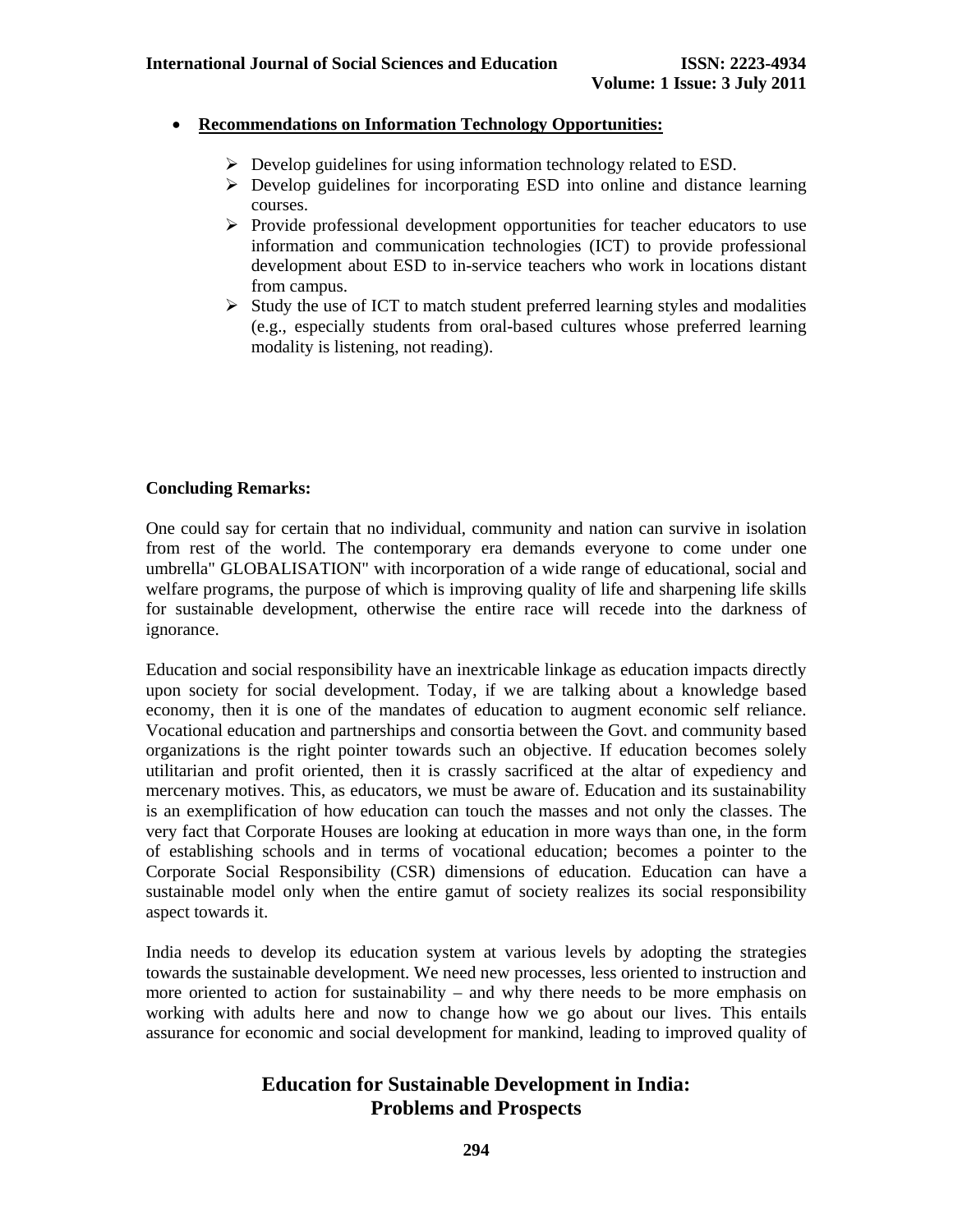- **Recommendations on Information Technology Opportunities:**

    - Develop guidelines for using information technology related to ESD.
    - Develop guidelines for incorporating ESD into online and distance learning courses.
    - Provide professional development opportunities for teacher educators to use information and communication technologies (ICT) to provide professional development about ESD to in-service teachers who work in locations distant from campus.
    - Study the use of ICT to match student preferred learning styles and modalities (e.g., especially students from oral-based cultures whose preferred learning modality is listening, not reading).

**Concluding Remarks:**

One could say for certain that no individual, community and nation can survive in isolation from rest of the world. The contemporary era demands everyone to come under one umbrella" GLOBALISATION" with incorporation of a wide range of educational, social and welfare programs, the purpose of which is improving quality of life and sharpening life skills for sustainable development, otherwise the entire race will recede into the darkness of ignorance.

Education and social responsibility have an inextricable linkage as education impacts directly upon society for social development. Today, if we are talking about a knowledge based economy, then it is one of the mandates of education to augment economic self reliance. Vocational education and partnerships and consortia between the Govt. and community based organizations is the right pointer towards such an objective. If education becomes solely utilitarian and profit oriented, then it is crassly sacrificed at the altar of expediency and mercenary motives. This, as educators, we must be aware of. Education and its sustainability is an exemplification of how education can touch the masses and not only the classes. The very fact that Corporate Houses are looking at education in more ways than one, in the form of establishing schools and in terms of vocational education; becomes a pointer to the Corporate Social Responsibility (CSR) dimensions of education. Education can have a sustainable model only when the entire gamut of society realizes its social responsibility aspect towards it.

India needs to develop its education system at various levels by adopting the strategies towards the sustainable development. We need new processes, less oriented to instruction and more oriented to action for sustainability – and why there needs to be more emphasis on working with adults here and now to change how we go about our lives. This entails assurance for economic and social development for mankind, leading to improved quality of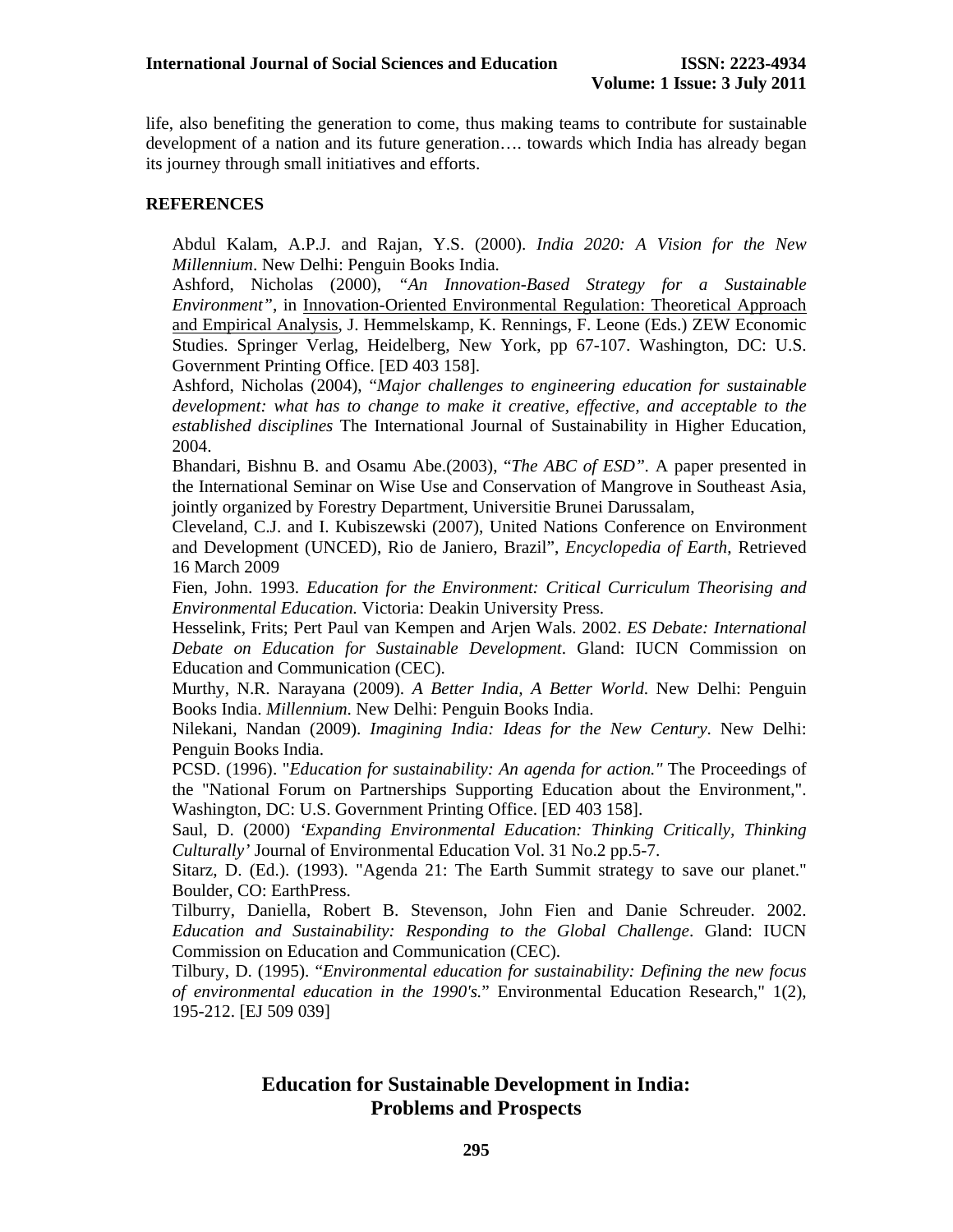life, also benefiting the generation to come, thus making teams to contribute for sustainable development of a nation and its future generation…. towards which India has already began its journey through small initiatives and efforts.

## REFERENCES

Abdul Kalam, A.P.J. and Rajan, Y.S. (2000). *India 2020: A Vision for the New Millennium*. New Delhi: Penguin Books India.

Ashford, Nicholas (2000), *"An Innovation-Based Strategy for a Sustainable Environment"*, in Innovation-Oriented Environmental Regulation: Theoretical Approach and Empirical Analysis, J. Hemmelskamp, K. Rennings, F. Leone (Eds.) ZEW Economic Studies. Springer Verlag, Heidelberg, New York, pp 67-107. Washington, DC: U.S. Government Printing Office. [ED 403 158].

Ashford, Nicholas (2004), "*Major challenges to engineering education for sustainable development: what has to change to make it creative, effective, and acceptable to the established disciplines* The International Journal of Sustainability in Higher Education, 2004.

Bhandari, Bishnu B. and Osamu Abe.(2003), "*The ABC of ESD"*. A paper presented in the International Seminar on Wise Use and Conservation of Mangrove in Southeast Asia, jointly organized by Forestry Department, Universitie Brunei Darussalam,

Cleveland, C.J. and I. Kubiszewski (2007), United Nations Conference on Environment and Development (UNCED), Rio de Janiero, Brazil", *Encyclopedia of Earth*, Retrieved 16 March 2009

Fien, John. 1993. *Education for the Environment: Critical Curriculum Theorising and Environmental Education.* Victoria: Deakin University Press.

Hesselink, Frits; Pert Paul van Kempen and Arjen Wals. 2002. *ES Debate: International Debate on Education for Sustainable Development*. Gland: IUCN Commission on Education and Communication (CEC).

Murthy, N.R. Narayana (2009). *A Better India, A Better World*. New Delhi: Penguin Books India. *Millennium*. New Delhi: Penguin Books India.

Nilekani, Nandan (2009). *Imagining India: Ideas for the New Century*. New Delhi: Penguin Books India.

PCSD. (1996). "*Education for sustainability: An agenda for action."* The Proceedings of the "National Forum on Partnerships Supporting Education about the Environment,". Washington, DC: U.S. Government Printing Office. [ED 403 158].

Saul, D. (2000) *'Expanding Environmental Education: Thinking Critically, Thinking Culturally'* Journal of Environmental Education Vol. 31 No.2 pp.5-7.

Sitarz, D. (Ed.). (1993). "Agenda 21: The Earth Summit strategy to save our planet." Boulder, CO: EarthPress.

Tilburry, Daniella, Robert B. Stevenson, John Fien and Danie Schreuder. 2002. *Education and Sustainability: Responding to the Global Challenge*. Gland: IUCN Commission on Education and Communication (CEC).

Tilbury, D. (1995). "*Environmental education for sustainability: Defining the new focus of environmental education in the 1990's.*" Environmental Education Research," 1(2), 195-212. [EJ 509 039]

## Education for Sustainable Development in India: Problems and Prospects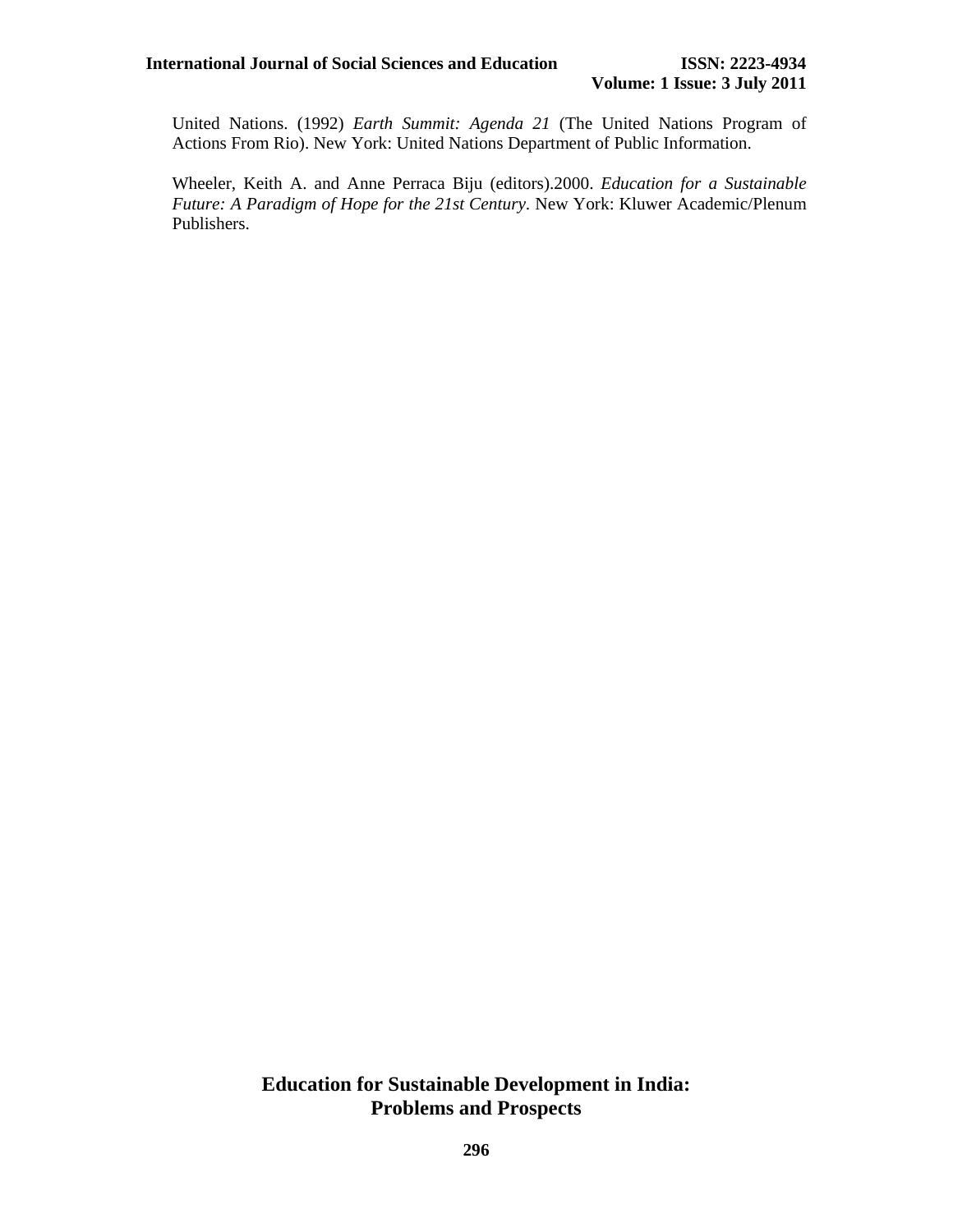United Nations. (1992) *Earth Summit: Agenda 21* (The United Nations Program of Actions From Rio). New York: United Nations Department of Public Information.

Wheeler, Keith A. and Anne Perraca Biju (editors).2000. *Education for a Sustainable Future: A Paradigm of Hope for the 21st Century*. New York: Kluwer Academic/Plenum Publishers.

## Education for Sustainable Development in India: Problems and Prospects